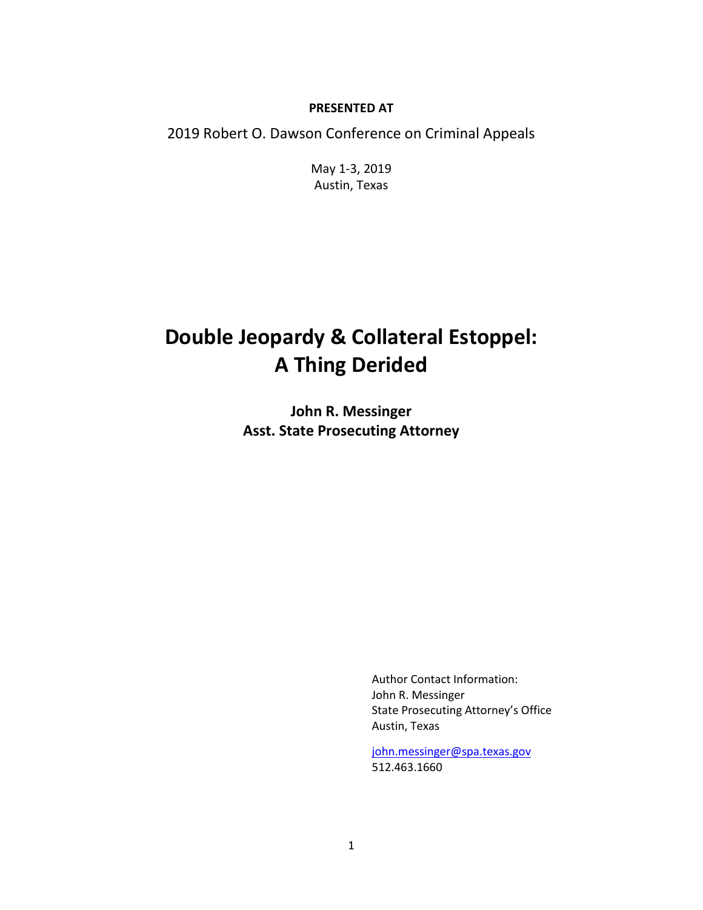**PRESENTED AT**

2019 Robert O. Dawson Conference on Criminal Appeals

May 1-3, 2019
Austin, Texas

# Double Jeopardy & Collateral Estoppel: A Thing Derided

**John R. Messinger**
**Asst. State Prosecuting Attorney**

Author Contact Information:
John R. Messinger
State Prosecuting Attorney's Office
Austin, Texas

john.messinger@spa.texas.gov
512.463.1660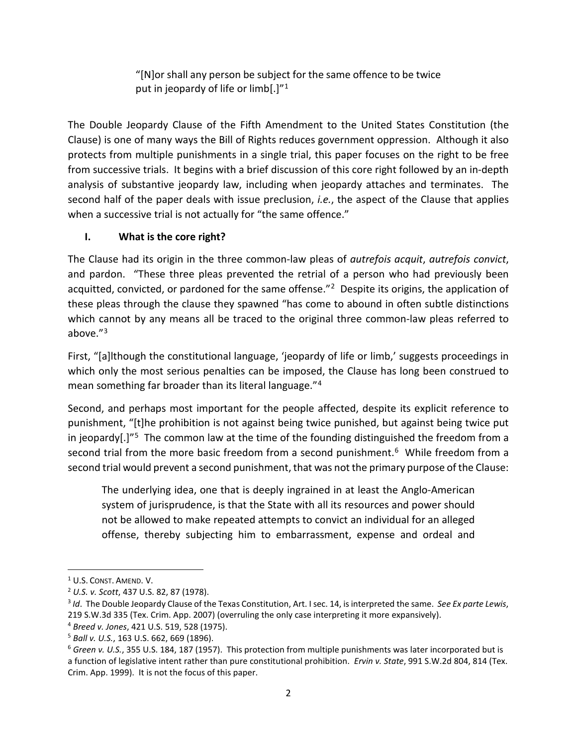> "[N]or shall any person be subject for the same offence to be twice put in jeopardy of life or limb[.]"[1]

The Double Jeopardy Clause of the Fifth Amendment to the United States Constitution (the Clause) is one of many ways the Bill of Rights reduces government oppression. Although it also protects from multiple punishments in a single trial, this paper focuses on the right to be free from successive trials. It begins with a brief discussion of this core right followed by an in-depth analysis of substantive jeopardy law, including when jeopardy attaches and terminates. The second half of the paper deals with issue preclusion, *i.e.*, the aspect of the Clause that applies when a successive trial is not actually for "the same offence."

## I. What is the core right?

The Clause had its origin in the three common-law pleas of *autrefois acquit*, *autrefois convict*, and pardon. "These three pleas prevented the retrial of a person who had previously been acquitted, convicted, or pardoned for the same offense."[2] Despite its origins, the application of these pleas through the clause they spawned "has come to abound in often subtle distinctions which cannot by any means all be traced to the original three common-law pleas referred to above."[3]

First, "[a]lthough the constitutional language, 'jeopardy of life or limb,' suggests proceedings in which only the most serious penalties can be imposed, the Clause has long been construed to mean something far broader than its literal language."[4]

Second, and perhaps most important for the people affected, despite its explicit reference to punishment, "[t]he prohibition is not against being twice punished, but against being twice put in jeopardy[.]"[5] The common law at the time of the founding distinguished the freedom from a second trial from the more basic freedom from a second punishment.[6] While freedom from a second trial would prevent a second punishment, that was not the primary purpose of the Clause:

> The underlying idea, one that is deeply ingrained in at least the Anglo-American system of jurisprudence, is that the State with all its resources and power should not be allowed to make repeated attempts to convict an individual for an alleged offense, thereby subjecting him to embarrassment, expense and ordeal and

---

[1] U.S. CONST. AMEND. V.

[2] *U.S. v. Scott*, 437 U.S. 82, 87 (1978).

[3] *Id*. The Double Jeopardy Clause of the Texas Constitution, Art. I sec. 14, is interpreted the same. *See Ex parte Lewis*, 219 S.W.3d 335 (Tex. Crim. App. 2007) (overruling the only case interpreting it more expansively).

[4] *Breed v. Jones*, 421 U.S. 519, 528 (1975).

[5] *Ball v. U.S.*, 163 U.S. 662, 669 (1896).

[6] *Green v. U.S.*, 355 U.S. 184, 187 (1957). This protection from multiple punishments was later incorporated but is a function of legislative intent rather than pure constitutional prohibition. *Ervin v. State*, 991 S.W.2d 804, 814 (Tex. Crim. App. 1999). It is not the focus of this paper.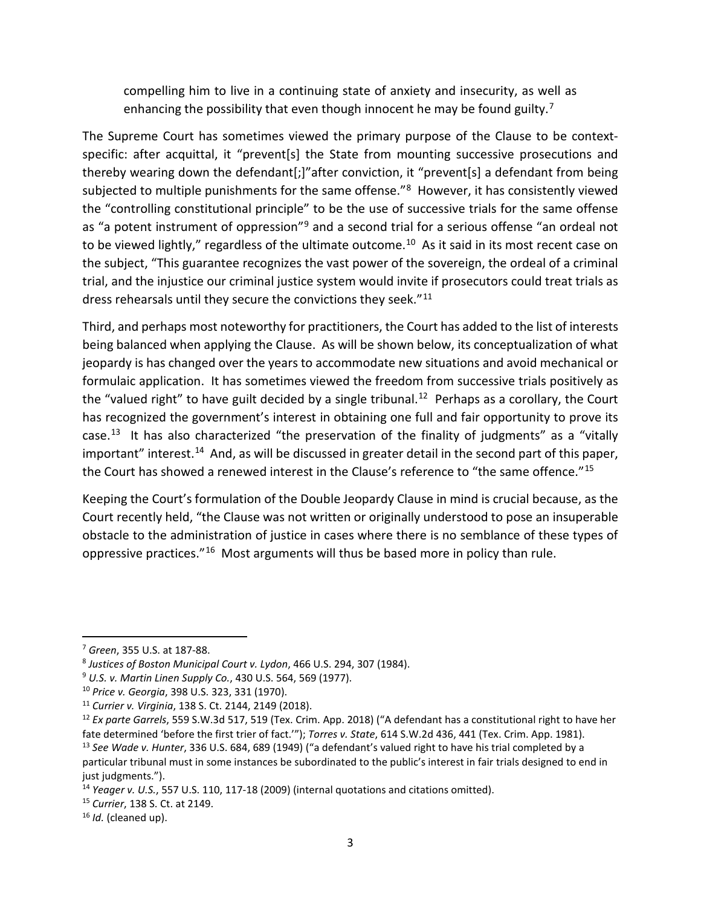> compelling him to live in a continuing state of anxiety and insecurity, as well as enhancing the possibility that even though innocent he may be found guilty.[7]

The Supreme Court has sometimes viewed the primary purpose of the Clause to be context-specific: after acquittal, it "prevent[s] the State from mounting successive prosecutions and thereby wearing down the defendant[;]"after conviction, it "prevent[s] a defendant from being subjected to multiple punishments for the same offense."[8] However, it has consistently viewed the "controlling constitutional principle" to be the use of successive trials for the same offense as "a potent instrument of oppression"[9] and a second trial for a serious offense "an ordeal not to be viewed lightly," regardless of the ultimate outcome.[10] As it said in its most recent case on the subject, "This guarantee recognizes the vast power of the sovereign, the ordeal of a criminal trial, and the injustice our criminal justice system would invite if prosecutors could treat trials as dress rehearsals until they secure the convictions they seek."[11]

Third, and perhaps most noteworthy for practitioners, the Court has added to the list of interests being balanced when applying the Clause. As will be shown below, its conceptualization of what jeopardy is has changed over the years to accommodate new situations and avoid mechanical or formulaic application. It has sometimes viewed the freedom from successive trials positively as the "valued right" to have guilt decided by a single tribunal.[12] Perhaps as a corollary, the Court has recognized the government's interest in obtaining one full and fair opportunity to prove its case.[13] It has also characterized "the preservation of the finality of judgments" as a "vitally important" interest.[14] And, as will be discussed in greater detail in the second part of this paper, the Court has showed a renewed interest in the Clause's reference to "the same offence."[15]

Keeping the Court's formulation of the Double Jeopardy Clause in mind is crucial because, as the Court recently held, "the Clause was not written or originally understood to pose an insuperable obstacle to the administration of justice in cases where there is no semblance of these types of oppressive practices."[16] Most arguments will thus be based more in policy than rule.

---

[7] *Green*, 355 U.S. at 187-88.

[8] *Justices of Boston Municipal Court v. Lydon*, 466 U.S. 294, 307 (1984).

[9] *U.S. v. Martin Linen Supply Co.*, 430 U.S. 564, 569 (1977).

[10] *Price v. Georgia*, 398 U.S. 323, 331 (1970).

[11] *Currier v. Virginia*, 138 S. Ct. 2144, 2149 (2018).

[12] *Ex parte Garrels*, 559 S.W.3d 517, 519 (Tex. Crim. App. 2018) ("A defendant has a constitutional right to have her fate determined 'before the first trier of fact.'"); *Torres v. State*, 614 S.W.2d 436, 441 (Tex. Crim. App. 1981).

[13] *See Wade v. Hunter*, 336 U.S. 684, 689 (1949) ("a defendant's valued right to have his trial completed by a particular tribunal must in some instances be subordinated to the public's interest in fair trials designed to end in just judgments.").

[14] *Yeager v. U.S.*, 557 U.S. 110, 117-18 (2009) (internal quotations and citations omitted).

[15] *Currier*, 138 S. Ct. at 2149.

[16] *Id.* (cleaned up).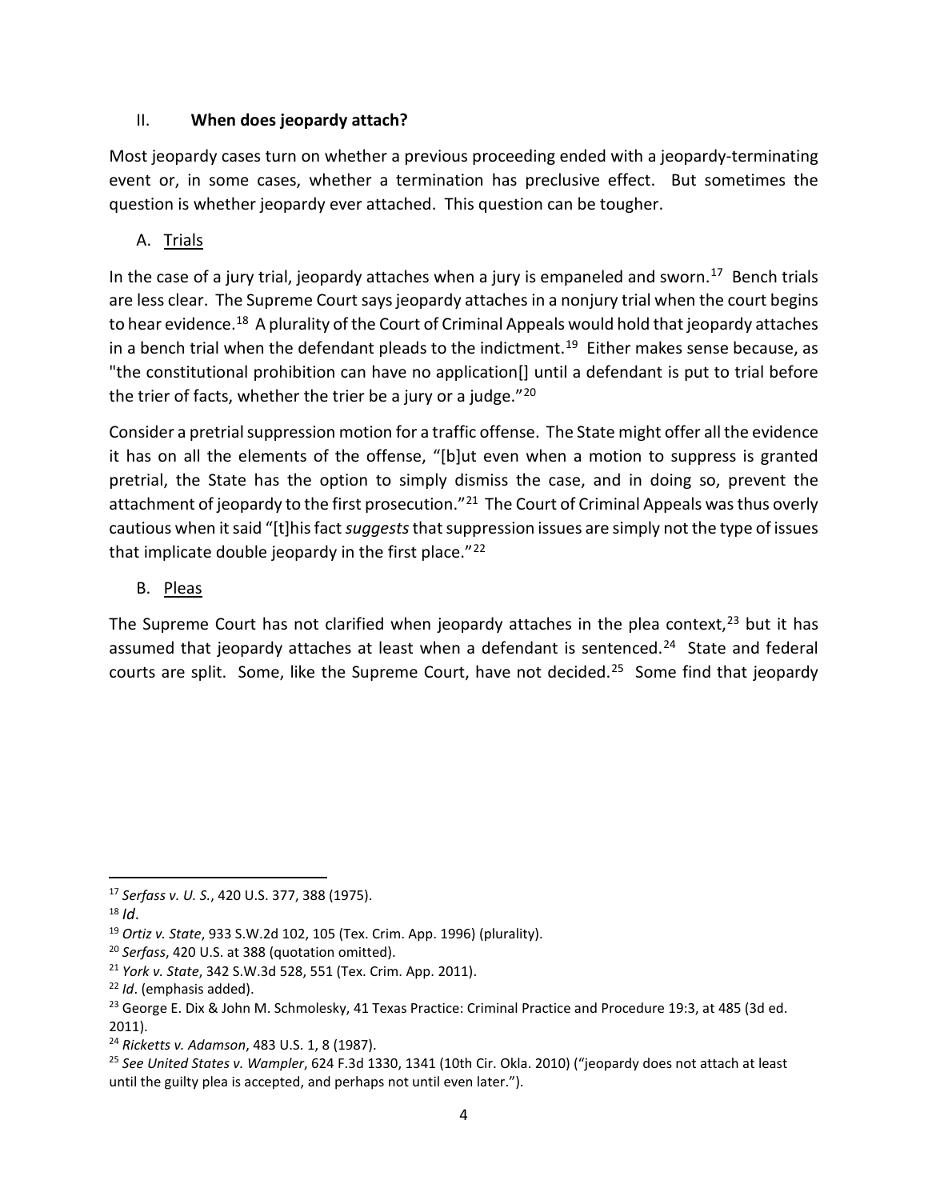## II. **When does jeopardy attach?**

Most jeopardy cases turn on whether a previous proceeding ended with a jeopardy-terminating event or, in some cases, whether a termination has preclusive effect. But sometimes the question is whether jeopardy ever attached. This question can be tougher.

### A. <u>Trials</u>

In the case of a jury trial, jeopardy attaches when a jury is empaneled and sworn.[17] Bench trials are less clear. The Supreme Court says jeopardy attaches in a nonjury trial when the court begins to hear evidence.[18] A plurality of the Court of Criminal Appeals would hold that jeopardy attaches in a bench trial when the defendant pleads to the indictment.[19] Either makes sense because, as "the constitutional prohibition can have no application[] until a defendant is put to trial before the trier of facts, whether the trier be a jury or a judge."[20]

Consider a pretrial suppression motion for a traffic offense. The State might offer all the evidence it has on all the elements of the offense, "[b]ut even when a motion to suppress is granted pretrial, the State has the option to simply dismiss the case, and in doing so, prevent the attachment of jeopardy to the first prosecution."[21] The Court of Criminal Appeals was thus overly cautious when it said "[t]his fact *suggests* that suppression issues are simply not the type of issues that implicate double jeopardy in the first place."[22]

### B. <u>Pleas</u>

The Supreme Court has not clarified when jeopardy attaches in the plea context,[23] but it has assumed that jeopardy attaches at least when a defendant is sentenced.[24] State and federal courts are split. Some, like the Supreme Court, have not decided.[25] Some find that jeopardy

---

[17] *Serfass v. U. S.*, 420 U.S. 377, 388 (1975).

[18] *Id*.

[19] *Ortiz v. State*, 933 S.W.2d 102, 105 (Tex. Crim. App. 1996) (plurality).

[20] *Serfass*, 420 U.S. at 388 (quotation omitted).

[21] *York v. State*, 342 S.W.3d 528, 551 (Tex. Crim. App. 2011).

[22] *Id*. (emphasis added).

[23] George E. Dix & John M. Schmolesky, 41 Texas Practice: Criminal Practice and Procedure 19:3, at 485 (3d ed. 2011).

[24] *Ricketts v. Adamson*, 483 U.S. 1, 8 (1987).

[25] *See United States v. Wampler*, 624 F.3d 1330, 1341 (10th Cir. Okla. 2010) ("jeopardy does not attach at least until the guilty plea is accepted, and perhaps not until even later.").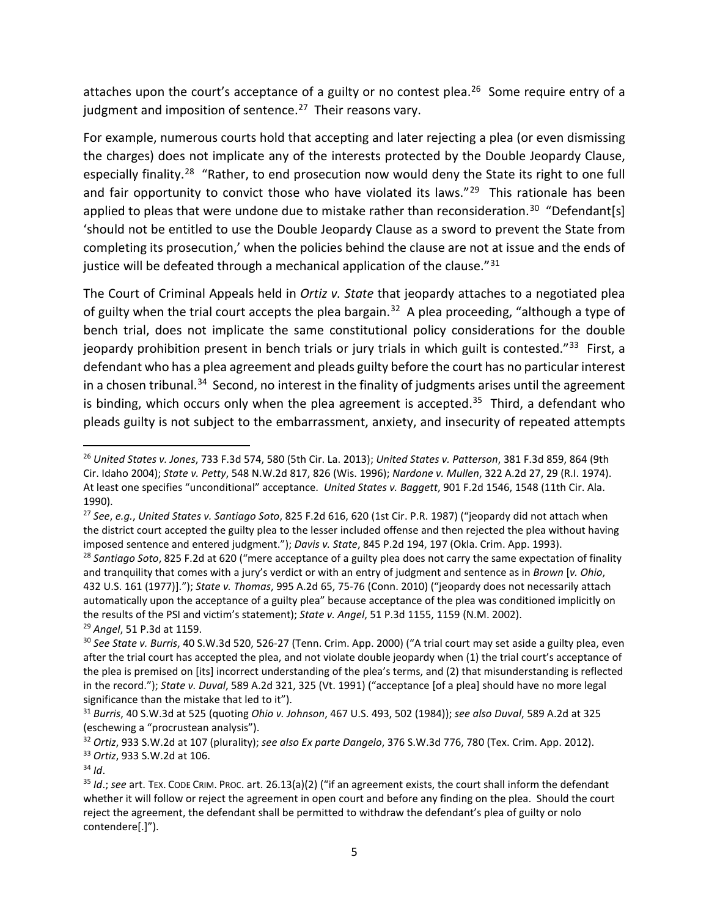attaches upon the court's acceptance of a guilty or no contest plea.[26] Some require entry of a judgment and imposition of sentence.[27] Their reasons vary.

For example, numerous courts hold that accepting and later rejecting a plea (or even dismissing the charges) does not implicate any of the interests protected by the Double Jeopardy Clause, especially finality.[28] "Rather, to end prosecution now would deny the State its right to one full and fair opportunity to convict those who have violated its laws."[29] This rationale has been applied to pleas that were undone due to mistake rather than reconsideration.[30] "Defendant[s] 'should not be entitled to use the Double Jeopardy Clause as a sword to prevent the State from completing its prosecution,' when the policies behind the clause are not at issue and the ends of justice will be defeated through a mechanical application of the clause."[31]

The Court of Criminal Appeals held in *Ortiz v. State* that jeopardy attaches to a negotiated plea of guilty when the trial court accepts the plea bargain.[32] A plea proceeding, "although a type of bench trial, does not implicate the same constitutional policy considerations for the double jeopardy prohibition present in bench trials or jury trials in which guilt is contested."[33] First, a defendant who has a plea agreement and pleads guilty before the court has no particular interest in a chosen tribunal.[34] Second, no interest in the finality of judgments arises until the agreement is binding, which occurs only when the plea agreement is accepted.[35] Third, a defendant who pleads guilty is not subject to the embarrassment, anxiety, and insecurity of repeated attempts

---

[26] *United States v. Jones*, 733 F.3d 574, 580 (5th Cir. La. 2013); *United States v. Patterson*, 381 F.3d 859, 864 (9th Cir. Idaho 2004); *State v. Petty*, 548 N.W.2d 817, 826 (Wis. 1996); *Nardone v. Mullen*, 322 A.2d 27, 29 (R.I. 1974). At least one specifies "unconditional" acceptance. *United States v. Baggett*, 901 F.2d 1546, 1548 (11th Cir. Ala. 1990).

[27] *See*, *e.g.*, *United States v. Santiago Soto*, 825 F.2d 616, 620 (1st Cir. P.R. 1987) ("jeopardy did not attach when the district court accepted the guilty plea to the lesser included offense and then rejected the plea without having imposed sentence and entered judgment."); *Davis v. State*, 845 P.2d 194, 197 (Okla. Crim. App. 1993).

[28] *Santiago Soto*, 825 F.2d at 620 ("mere acceptance of a guilty plea does not carry the same expectation of finality and tranquility that comes with a jury's verdict or with an entry of judgment and sentence as in *Brown* [*v. Ohio*, 432 U.S. 161 (1977)]."); *State v. Thomas*, 995 A.2d 65, 75-76 (Conn. 2010) ("jeopardy does not necessarily attach automatically upon the acceptance of a guilty plea" because acceptance of the plea was conditioned implicitly on the results of the PSI and victim's statement); *State v. Angel*, 51 P.3d 1155, 1159 (N.M. 2002).

[29] *Angel*, 51 P.3d at 1159.

[30] *See State v. Burris*, 40 S.W.3d 520, 526-27 (Tenn. Crim. App. 2000) ("A trial court may set aside a guilty plea, even after the trial court has accepted the plea, and not violate double jeopardy when (1) the trial court's acceptance of the plea is premised on [its] incorrect understanding of the plea's terms, and (2) that misunderstanding is reflected in the record."); *State v. Duval*, 589 A.2d 321, 325 (Vt. 1991) ("acceptance [of a plea] should have no more legal significance than the mistake that led to it").

[31] *Burris*, 40 S.W.3d at 525 (quoting *Ohio v. Johnson*, 467 U.S. 493, 502 (1984)); *see also Duval*, 589 A.2d at 325 (eschewing a "procrustean analysis").

[32] *Ortiz*, 933 S.W.2d at 107 (plurality); *see also Ex parte Dangelo*, 376 S.W.3d 776, 780 (Tex. Crim. App. 2012).

[33] *Ortiz*, 933 S.W.2d at 106.

[34] *Id*.

[35] *Id*.; *see* art. TEX. CODE CRIM. PROC. art. 26.13(a)(2) ("if an agreement exists, the court shall inform the defendant whether it will follow or reject the agreement in open court and before any finding on the plea. Should the court reject the agreement, the defendant shall be permitted to withdraw the defendant's plea of guilty or nolo contendere[.]").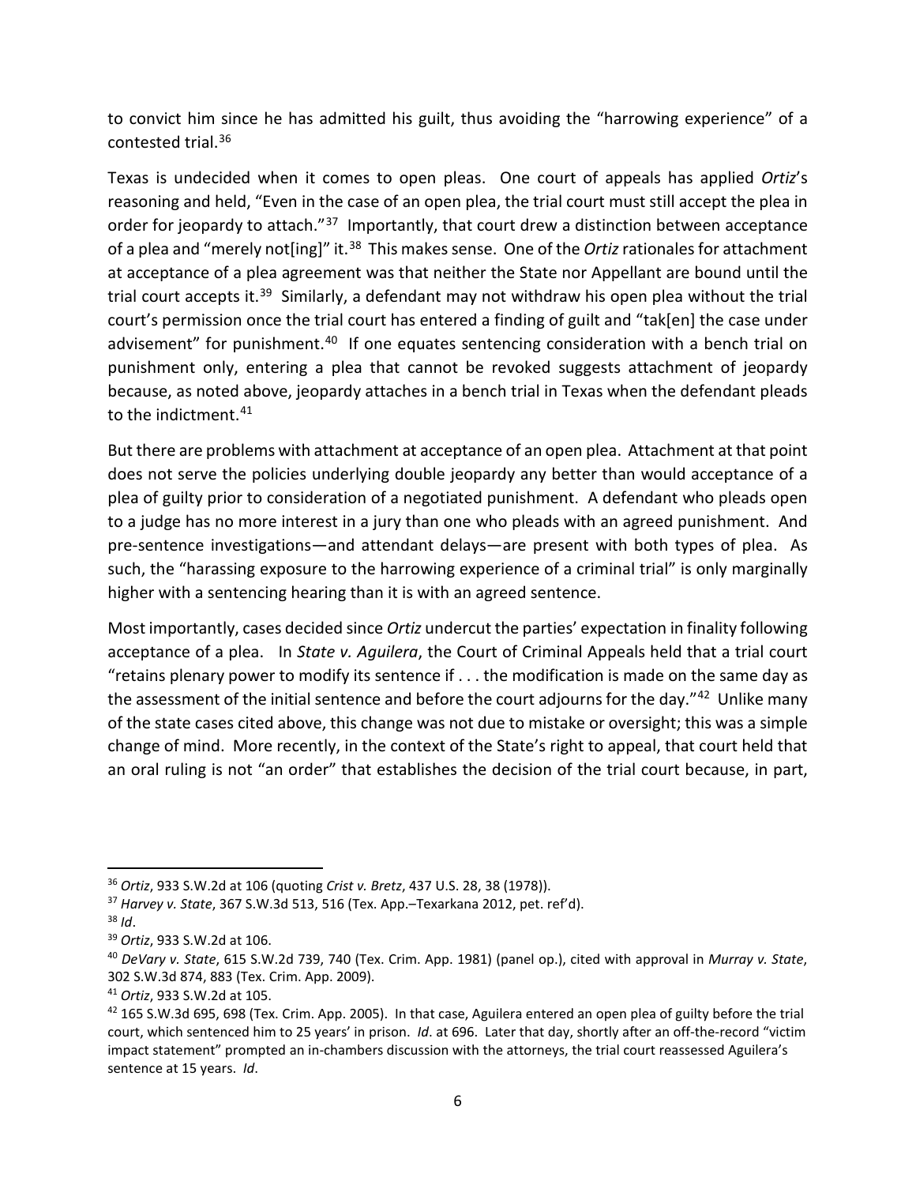to convict him since he has admitted his guilt, thus avoiding the "harrowing experience" of a contested trial.[36]

Texas is undecided when it comes to open pleas. One court of appeals has applied *Ortiz*'s reasoning and held, "Even in the case of an open plea, the trial court must still accept the plea in order for jeopardy to attach."[37] Importantly, that court drew a distinction between acceptance of a plea and "merely not[ing]" it.[38] This makes sense. One of the *Ortiz* rationales for attachment at acceptance of a plea agreement was that neither the State nor Appellant are bound until the trial court accepts it.[39] Similarly, a defendant may not withdraw his open plea without the trial court's permission once the trial court has entered a finding of guilt and "tak[en] the case under advisement" for punishment.[40] If one equates sentencing consideration with a bench trial on punishment only, entering a plea that cannot be revoked suggests attachment of jeopardy because, as noted above, jeopardy attaches in a bench trial in Texas when the defendant pleads to the indictment.[41]

But there are problems with attachment at acceptance of an open plea. Attachment at that point does not serve the policies underlying double jeopardy any better than would acceptance of a plea of guilty prior to consideration of a negotiated punishment. A defendant who pleads open to a judge has no more interest in a jury than one who pleads with an agreed punishment. And pre-sentence investigations—and attendant delays—are present with both types of plea. As such, the "harassing exposure to the harrowing experience of a criminal trial" is only marginally higher with a sentencing hearing than it is with an agreed sentence.

Most importantly, cases decided since *Ortiz* undercut the parties' expectation in finality following acceptance of a plea. In *State v. Aguilera*, the Court of Criminal Appeals held that a trial court "retains plenary power to modify its sentence if . . . the modification is made on the same day as the assessment of the initial sentence and before the court adjourns for the day."[42] Unlike many of the state cases cited above, this change was not due to mistake or oversight; this was a simple change of mind. More recently, in the context of the State's right to appeal, that court held that an oral ruling is not "an order" that establishes the decision of the trial court because, in part,

---

[36] *Ortiz*, 933 S.W.2d at 106 (quoting *Crist v. Bretz*, 437 U.S. 28, 38 (1978)).

[37] *Harvey v. State*, 367 S.W.3d 513, 516 (Tex. App.–Texarkana 2012, pet. ref'd).

[38] *Id*.

[39] *Ortiz*, 933 S.W.2d at 106.

[40] *DeVary v. State*, 615 S.W.2d 739, 740 (Tex. Crim. App. 1981) (panel op.), cited with approval in *Murray v. State*, 302 S.W.3d 874, 883 (Tex. Crim. App. 2009).

[41] *Ortiz*, 933 S.W.2d at 105.

[42] 165 S.W.3d 695, 698 (Tex. Crim. App. 2005). In that case, Aguilera entered an open plea of guilty before the trial court, which sentenced him to 25 years' in prison. *Id*. at 696. Later that day, shortly after an off-the-record "victim impact statement" prompted an in-chambers discussion with the attorneys, the trial court reassessed Aguilera's sentence at 15 years. *Id*.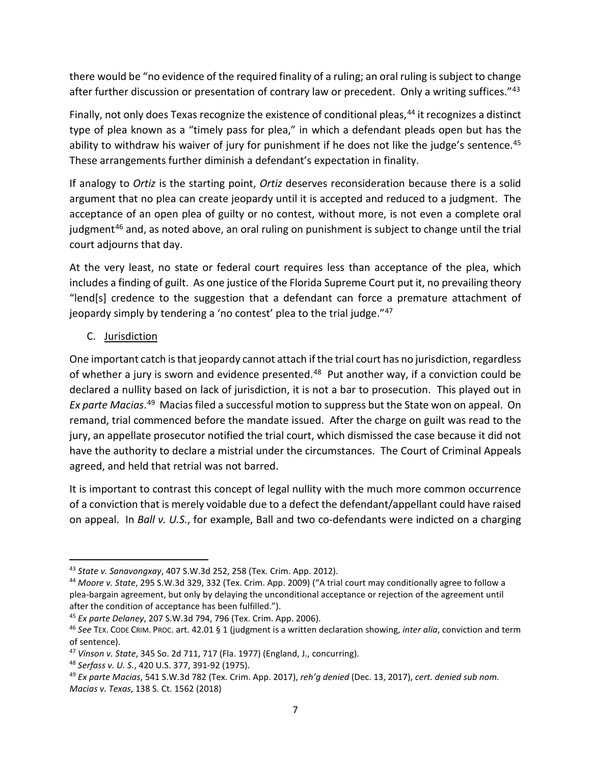there would be "no evidence of the required finality of a ruling; an oral ruling is subject to change after further discussion or presentation of contrary law or precedent. Only a writing suffices."[43]

Finally, not only does Texas recognize the existence of conditional pleas,[44] it recognizes a distinct type of plea known as a "timely pass for plea," in which a defendant pleads open but has the ability to withdraw his waiver of jury for punishment if he does not like the judge's sentence.[45] These arrangements further diminish a defendant's expectation in finality.

If analogy to *Ortiz* is the starting point, *Ortiz* deserves reconsideration because there is a solid argument that no plea can create jeopardy until it is accepted and reduced to a judgment. The acceptance of an open plea of guilty or no contest, without more, is not even a complete oral judgment[46] and, as noted above, an oral ruling on punishment is subject to change until the trial court adjourns that day.

At the very least, no state or federal court requires less than acceptance of the plea, which includes a finding of guilt. As one justice of the Florida Supreme Court put it, no prevailing theory "lend[s] credence to the suggestion that a defendant can force a premature attachment of jeopardy simply by tendering a 'no contest' plea to the trial judge."[47]

C. <u>Jurisdiction</u>

One important catch is that jeopardy cannot attach if the trial court has no jurisdiction, regardless of whether a jury is sworn and evidence presented.[48] Put another way, if a conviction could be declared a nullity based on lack of jurisdiction, it is not a bar to prosecution. This played out in *Ex parte Macias*.[49] Macias filed a successful motion to suppress but the State won on appeal. On remand, trial commenced before the mandate issued. After the charge on guilt was read to the jury, an appellate prosecutor notified the trial court, which dismissed the case because it did not have the authority to declare a mistrial under the circumstances. The Court of Criminal Appeals agreed, and held that retrial was not barred.

It is important to contrast this concept of legal nullity with the much more common occurrence of a conviction that is merely voidable due to a defect the defendant/appellant could have raised on appeal. In *Ball v. U.S.*, for example, Ball and two co-defendants were indicted on a charging

---

[43] *State v. Sanavongxay*, 407 S.W.3d 252, 258 (Tex. Crim. App. 2012).

[44] *Moore v. State*, 295 S.W.3d 329, 332 (Tex. Crim. App. 2009) ("A trial court may conditionally agree to follow a plea-bargain agreement, but only by delaying the unconditional acceptance or rejection of the agreement until after the condition of acceptance has been fulfilled.").

[45] *Ex parte Delaney*, 207 S.W.3d 794, 796 (Tex. Crim. App. 2006).

[46] *See* TEX. CODE CRIM. PROC. art. 42.01 § 1 (judgment is a written declaration showing, *inter alia*, conviction and term of sentence).

[47] *Vinson v. State*, 345 So. 2d 711, 717 (Fla. 1977) (England, J., concurring).

[48] *Serfass v. U. S.*, 420 U.S. 377, 391-92 (1975).

[49] *Ex parte Macias*, 541 S.W.3d 782 (Tex. Crim. App. 2017), *reh'g denied* (Dec. 13, 2017), *cert. denied sub nom. Macias v. Texas*, 138 S. Ct. 1562 (2018)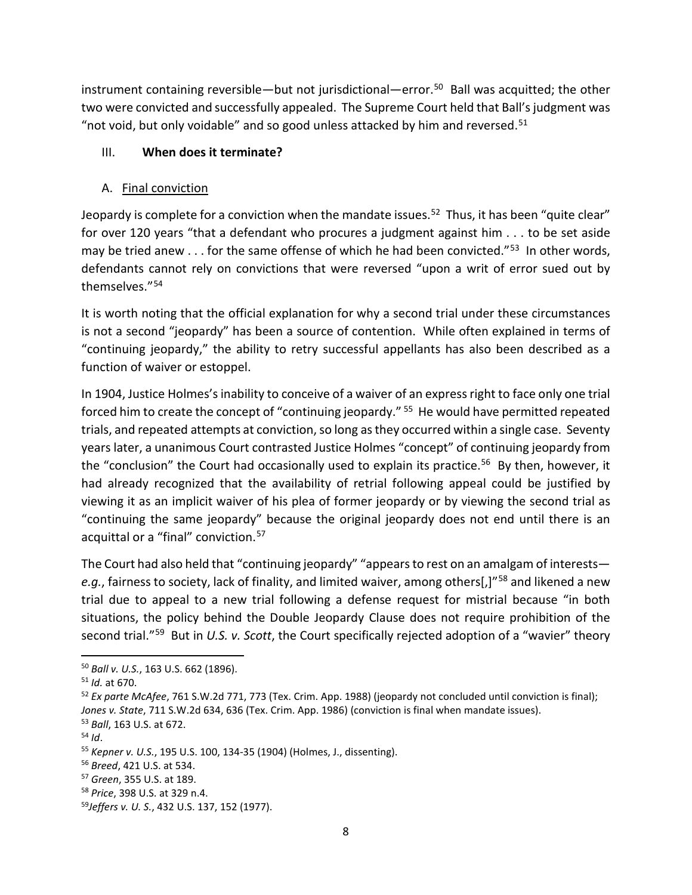instrument containing reversible—but not jurisdictional—error.[50] Ball was acquitted; the other two were convicted and successfully appealed. The Supreme Court held that Ball's judgment was "not void, but only voidable" and so good unless attacked by him and reversed.[51]

## III. **When does it terminate?**

### A. Final conviction

Jeopardy is complete for a conviction when the mandate issues.[52] Thus, it has been "quite clear" for over 120 years "that a defendant who procures a judgment against him . . . to be set aside may be tried anew . . . for the same offense of which he had been convicted."[53] In other words, defendants cannot rely on convictions that were reversed "upon a writ of error sued out by themselves."[54]

It is worth noting that the official explanation for why a second trial under these circumstances is not a second "jeopardy" has been a source of contention. While often explained in terms of "continuing jeopardy," the ability to retry successful appellants has also been described as a function of waiver or estoppel.

In 1904, Justice Holmes's inability to conceive of a waiver of an express right to face only one trial forced him to create the concept of "continuing jeopardy."[55] He would have permitted repeated trials, and repeated attempts at conviction, so long as they occurred within a single case. Seventy years later, a unanimous Court contrasted Justice Holmes "concept" of continuing jeopardy from the "conclusion" the Court had occasionally used to explain its practice.[56] By then, however, it had already recognized that the availability of retrial following appeal could be justified by viewing it as an implicit waiver of his plea of former jeopardy or by viewing the second trial as "continuing the same jeopardy" because the original jeopardy does not end until there is an acquittal or a "final" conviction.[57]

The Court had also held that "continuing jeopardy" "appears to rest on an amalgam of interests—*e.g.*, fairness to society, lack of finality, and limited waiver, among others[,]"[58] and likened a new trial due to appeal to a new trial following a defense request for mistrial because "in both situations, the policy behind the Double Jeopardy Clause does not require prohibition of the second trial."[59] But in *U.S. v. Scott*, the Court specifically rejected adoption of a "wavier" theory

---

[50] *Ball v. U.S.*, 163 U.S. 662 (1896).

[51] *Id.* at 670.

[52] *Ex parte McAfee*, 761 S.W.2d 771, 773 (Tex. Crim. App. 1988) (jeopardy not concluded until conviction is final); *Jones v. State*, 711 S.W.2d 634, 636 (Tex. Crim. App. 1986) (conviction is final when mandate issues).

[53] *Ball*, 163 U.S. at 672.

[54] *Id*.

[55] *Kepner v. U.S.*, 195 U.S. 100, 134-35 (1904) (Holmes, J., dissenting).

[56] *Breed*, 421 U.S. at 534.

[57] *Green*, 355 U.S. at 189.

[58] *Price*, 398 U.S. at 329 n.4.

[59] *Jeffers v. U. S.*, 432 U.S. 137, 152 (1977).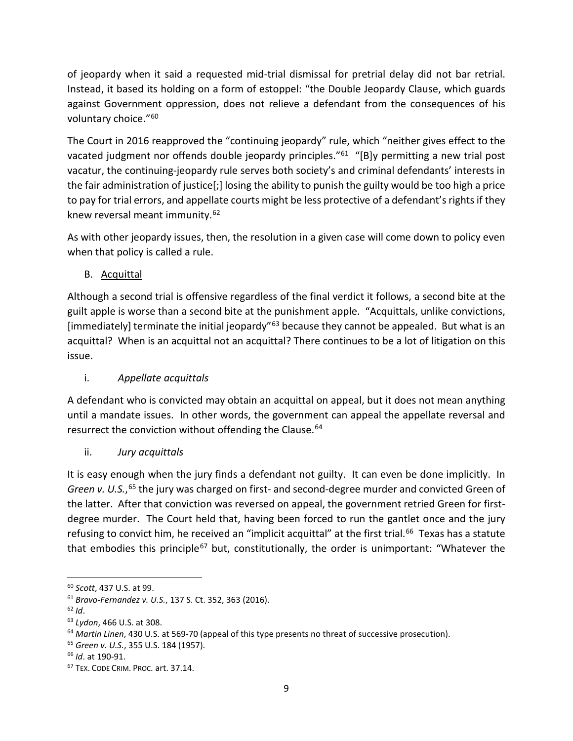of jeopardy when it said a requested mid-trial dismissal for pretrial delay did not bar retrial. Instead, it based its holding on a form of estoppel: "the Double Jeopardy Clause, which guards against Government oppression, does not relieve a defendant from the consequences of his voluntary choice."[60]

The Court in 2016 reapproved the "continuing jeopardy" rule, which "neither gives effect to the vacated judgment nor offends double jeopardy principles."[61] "[B]y permitting a new trial post vacatur, the continuing-jeopardy rule serves both society's and criminal defendants' interests in the fair administration of justice[;] losing the ability to punish the guilty would be too high a price to pay for trial errors, and appellate courts might be less protective of a defendant's rights if they knew reversal meant immunity.[62]

As with other jeopardy issues, then, the resolution in a given case will come down to policy even when that policy is called a rule.

B. Acquittal

Although a second trial is offensive regardless of the final verdict it follows, a second bite at the guilt apple is worse than a second bite at the punishment apple. "Acquittals, unlike convictions, [immediately] terminate the initial jeopardy"[63] because they cannot be appealed. But what is an acquittal? When is an acquittal not an acquittal? There continues to be a lot of litigation on this issue.

i. *Appellate acquittals*

A defendant who is convicted may obtain an acquittal on appeal, but it does not mean anything until a mandate issues. In other words, the government can appeal the appellate reversal and resurrect the conviction without offending the Clause.[64]

ii. *Jury acquittals*

It is easy enough when the jury finds a defendant not guilty. It can even be done implicitly. In *Green v. U.S.*,[65] the jury was charged on first- and second-degree murder and convicted Green of the latter. After that conviction was reversed on appeal, the government retried Green for first-degree murder. The Court held that, having been forced to run the gantlet once and the jury refusing to convict him, he received an "implicit acquittal" at the first trial.[66] Texas has a statute that embodies this principle[67] but, constitutionally, the order is unimportant: "Whatever the

---

[60] *Scott*, 437 U.S. at 99.

[61] *Bravo-Fernandez v. U.S.*, 137 S. Ct. 352, 363 (2016).

[62] *Id*.

[63] *Lydon*, 466 U.S. at 308.

[64] *Martin Linen*, 430 U.S. at 569-70 (appeal of this type presents no threat of successive prosecution).

[65] *Green v. U.S.*, 355 U.S. 184 (1957).

[66] *Id*. at 190-91.

[67] TEX. CODE CRIM. PROC. art. 37.14.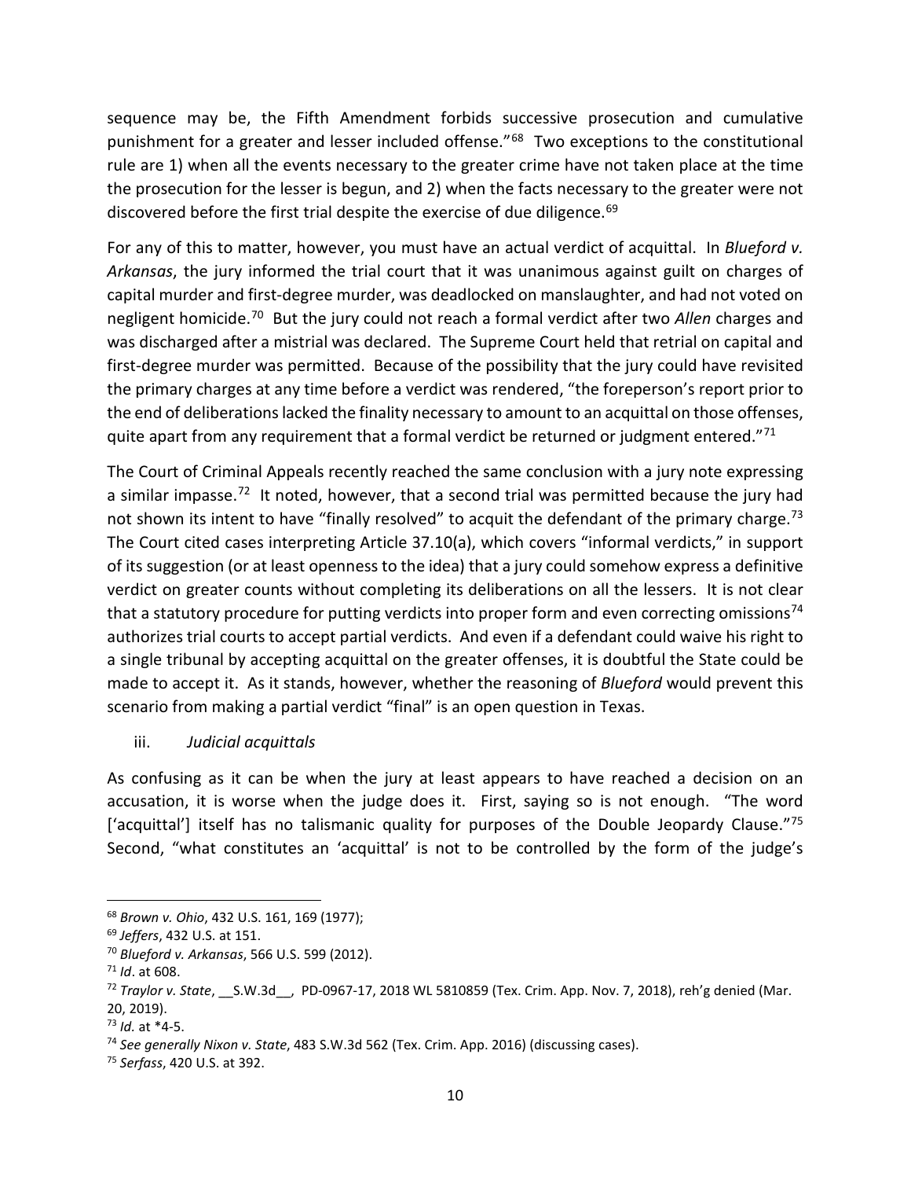sequence may be, the Fifth Amendment forbids successive prosecution and cumulative punishment for a greater and lesser included offense."[68] Two exceptions to the constitutional rule are 1) when all the events necessary to the greater crime have not taken place at the time the prosecution for the lesser is begun, and 2) when the facts necessary to the greater were not discovered before the first trial despite the exercise of due diligence.[69]

For any of this to matter, however, you must have an actual verdict of acquittal. In *Blueford v. Arkansas*, the jury informed the trial court that it was unanimous against guilt on charges of capital murder and first-degree murder, was deadlocked on manslaughter, and had not voted on negligent homicide.[70] But the jury could not reach a formal verdict after two *Allen* charges and was discharged after a mistrial was declared. The Supreme Court held that retrial on capital and first-degree murder was permitted. Because of the possibility that the jury could have revisited the primary charges at any time before a verdict was rendered, "the foreperson's report prior to the end of deliberations lacked the finality necessary to amount to an acquittal on those offenses, quite apart from any requirement that a formal verdict be returned or judgment entered."[71]

The Court of Criminal Appeals recently reached the same conclusion with a jury note expressing a similar impasse.[72] It noted, however, that a second trial was permitted because the jury had not shown its intent to have "finally resolved" to acquit the defendant of the primary charge.[73] The Court cited cases interpreting Article 37.10(a), which covers "informal verdicts," in support of its suggestion (or at least openness to the idea) that a jury could somehow express a definitive verdict on greater counts without completing its deliberations on all the lessers. It is not clear that a statutory procedure for putting verdicts into proper form and even correcting omissions[74] authorizes trial courts to accept partial verdicts. And even if a defendant could waive his right to a single tribunal by accepting acquittal on the greater offenses, it is doubtful the State could be made to accept it. As it stands, however, whether the reasoning of *Blueford* would prevent this scenario from making a partial verdict "final" is an open question in Texas.

iii. *Judicial acquittals*

As confusing as it can be when the jury at least appears to have reached a decision on an accusation, it is worse when the judge does it. First, saying so is not enough. "The word ['acquittal'] itself has no talismanic quality for purposes of the Double Jeopardy Clause."[75] Second, "what constitutes an 'acquittal' is not to be controlled by the form of the judge's

---

[68] *Brown v. Ohio*, 432 U.S. 161, 169 (1977);

[69] *Jeffers*, 432 U.S. at 151.

[70] *Blueford v. Arkansas*, 566 U.S. 599 (2012).

[71] *Id*. at 608.

[72] *Traylor v. State*, __S.W.3d__, PD-0967-17, 2018 WL 5810859 (Tex. Crim. App. Nov. 7, 2018), reh'g denied (Mar. 20, 2019).

[73] *Id.* at *4-5.

[74] *See generally Nixon v. State*, 483 S.W.3d 562 (Tex. Crim. App. 2016) (discussing cases).

[75] *Serfass*, 420 U.S. at 392.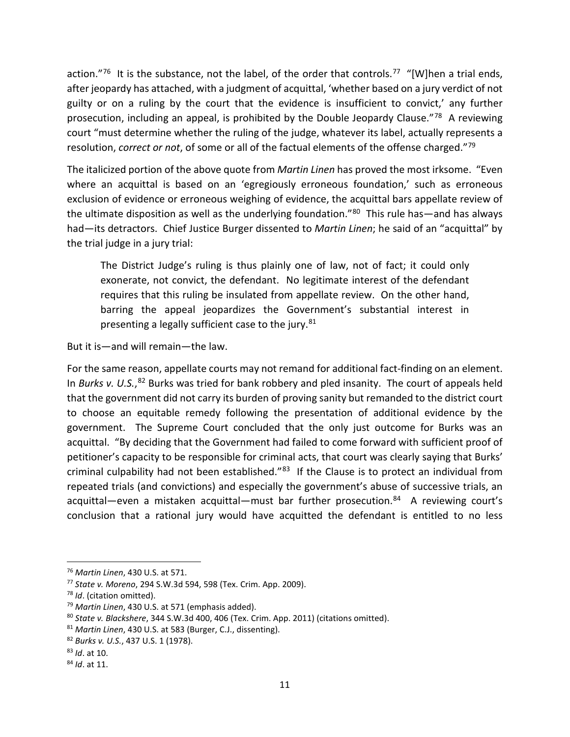action."[76] It is the substance, not the label, of the order that controls.[77] "[W]hen a trial ends, after jeopardy has attached, with a judgment of acquittal, 'whether based on a jury verdict of not guilty or on a ruling by the court that the evidence is insufficient to convict,' any further prosecution, including an appeal, is prohibited by the Double Jeopardy Clause."[78] A reviewing court "must determine whether the ruling of the judge, whatever its label, actually represents a resolution, *correct or not*, of some or all of the factual elements of the offense charged."[79]

The italicized portion of the above quote from *Martin Linen* has proved the most irksome. "Even where an acquittal is based on an 'egregiously erroneous foundation,' such as erroneous exclusion of evidence or erroneous weighing of evidence, the acquittal bars appellate review of the ultimate disposition as well as the underlying foundation."[80] This rule has—and has always had—its detractors. Chief Justice Burger dissented to *Martin Linen*; he said of an "acquittal" by the trial judge in a jury trial:

> The District Judge's ruling is thus plainly one of law, not of fact; it could only exonerate, not convict, the defendant. No legitimate interest of the defendant requires that this ruling be insulated from appellate review. On the other hand, barring the appeal jeopardizes the Government's substantial interest in presenting a legally sufficient case to the jury.[81]

But it is—and will remain—the law.

For the same reason, appellate courts may not remand for additional fact-finding on an element. In *Burks v. U.S.*,[82] Burks was tried for bank robbery and pled insanity. The court of appeals held that the government did not carry its burden of proving sanity but remanded to the district court to choose an equitable remedy following the presentation of additional evidence by the government. The Supreme Court concluded that the only just outcome for Burks was an acquittal. "By deciding that the Government had failed to come forward with sufficient proof of petitioner's capacity to be responsible for criminal acts, that court was clearly saying that Burks' criminal culpability had not been established."[83] If the Clause is to protect an individual from repeated trials (and convictions) and especially the government's abuse of successive trials, an acquittal—even a mistaken acquittal—must bar further prosecution.[84] A reviewing court's conclusion that a rational jury would have acquitted the defendant is entitled to no less

---

[76] *Martin Linen*, 430 U.S. at 571.

[77] *State v. Moreno*, 294 S.W.3d 594, 598 (Tex. Crim. App. 2009).

[78] *Id*. (citation omitted).

[79] *Martin Linen*, 430 U.S. at 571 (emphasis added).

[80] *State v. Blackshere*, 344 S.W.3d 400, 406 (Tex. Crim. App. 2011) (citations omitted).

[81] *Martin Linen*, 430 U.S. at 583 (Burger, C.J., dissenting).

[82] *Burks v. U.S.*, 437 U.S. 1 (1978).

[83] *Id*. at 10.

[84] *Id*. at 11.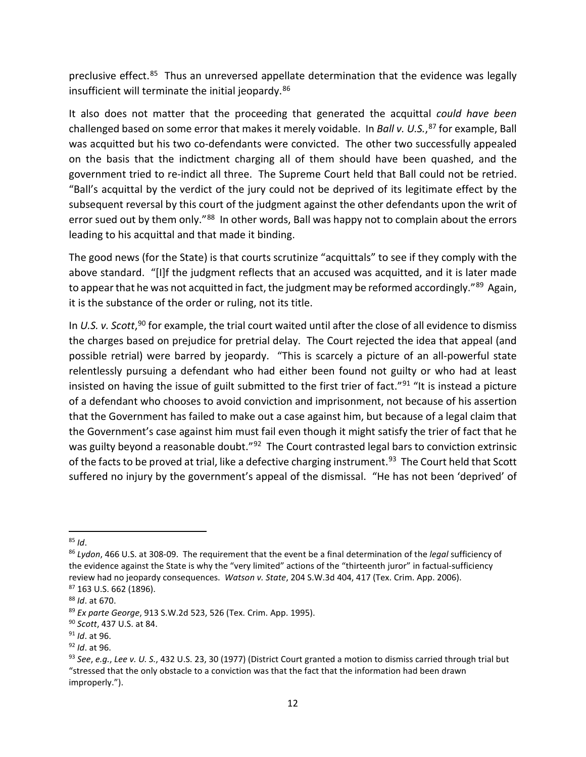preclusive effect.[85] Thus an unreversed appellate determination that the evidence was legally insufficient will terminate the initial jeopardy.[86]

It also does not matter that the proceeding that generated the acquittal *could have been* challenged based on some error that makes it merely voidable. In *Ball v. U.S.*,[87] for example, Ball was acquitted but his two co-defendants were convicted. The other two successfully appealed on the basis that the indictment charging all of them should have been quashed, and the government tried to re-indict all three. The Supreme Court held that Ball could not be retried. "Ball's acquittal by the verdict of the jury could not be deprived of its legitimate effect by the subsequent reversal by this court of the judgment against the other defendants upon the writ of error sued out by them only."[88] In other words, Ball was happy not to complain about the errors leading to his acquittal and that made it binding.

The good news (for the State) is that courts scrutinize "acquittals" to see if they comply with the above standard. "[I]f the judgment reflects that an accused was acquitted, and it is later made to appear that he was not acquitted in fact, the judgment may be reformed accordingly."[89] Again, it is the substance of the order or ruling, not its title.

In *U.S. v. Scott*,[90] for example, the trial court waited until after the close of all evidence to dismiss the charges based on prejudice for pretrial delay. The Court rejected the idea that appeal (and possible retrial) were barred by jeopardy. "This is scarcely a picture of an all-powerful state relentlessly pursuing a defendant who had either been found not guilty or who had at least insisted on having the issue of guilt submitted to the first trier of fact."[91] "It is instead a picture of a defendant who chooses to avoid conviction and imprisonment, not because of his assertion that the Government has failed to make out a case against him, but because of a legal claim that the Government's case against him must fail even though it might satisfy the trier of fact that he was guilty beyond a reasonable doubt."[92] The Court contrasted legal bars to conviction extrinsic of the facts to be proved at trial, like a defective charging instrument.[93] The Court held that Scott suffered no injury by the government's appeal of the dismissal. "He has not been 'deprived' of

---

[85] *Id*.

[86] *Lydon*, 466 U.S. at 308-09. The requirement that the event be a final determination of the *legal* sufficiency of the evidence against the State is why the "very limited" actions of the "thirteenth juror" in factual-sufficiency review had no jeopardy consequences. *Watson v. State*, 204 S.W.3d 404, 417 (Tex. Crim. App. 2006).

[87] 163 U.S. 662 (1896).

[88] *Id*. at 670.

[89] *Ex parte George*, 913 S.W.2d 523, 526 (Tex. Crim. App. 1995).

[90] *Scott*, 437 U.S. at 84.

[91] *Id*. at 96.

[92] *Id*. at 96.

[93] *See*, *e.g.*, *Lee v. U. S.*, 432 U.S. 23, 30 (1977) (District Court granted a motion to dismiss carried through trial but "stressed that the only obstacle to a conviction was that the fact that the information had been drawn improperly.").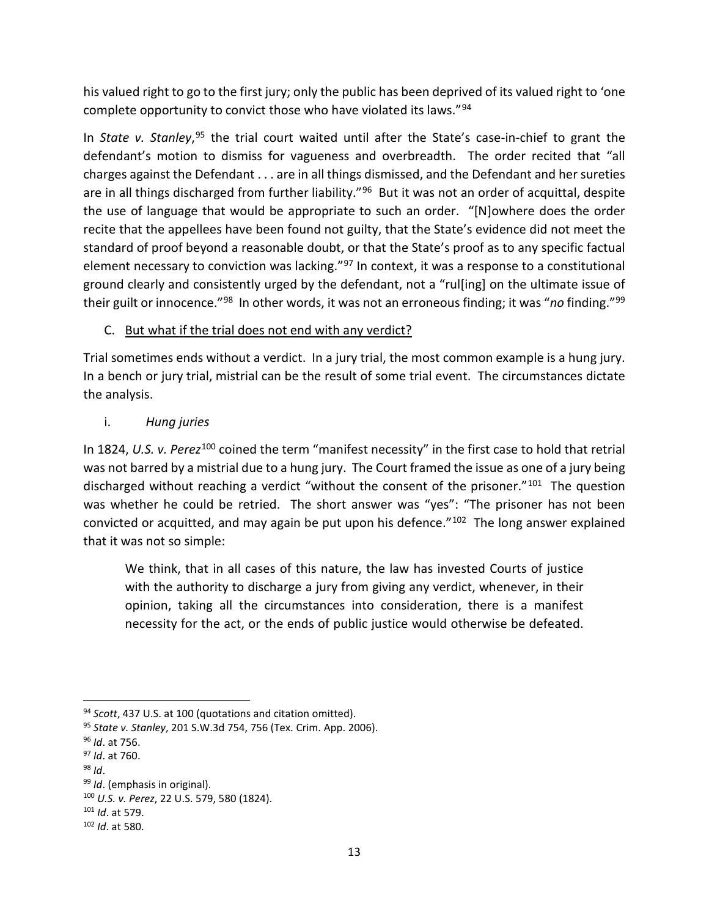his valued right to go to the first jury; only the public has been deprived of its valued right to 'one complete opportunity to convict those who have violated its laws."[94]

In *State v. Stanley*,[95] the trial court waited until after the State's case-in-chief to grant the defendant's motion to dismiss for vagueness and overbreadth. The order recited that "all charges against the Defendant . . . are in all things dismissed, and the Defendant and her sureties are in all things discharged from further liability."[96] But it was not an order of acquittal, despite the use of language that would be appropriate to such an order. "[N]owhere does the order recite that the appellees have been found not guilty, that the State's evidence did not meet the standard of proof beyond a reasonable doubt, or that the State's proof as to any specific factual element necessary to conviction was lacking."[97] In context, it was a response to a constitutional ground clearly and consistently urged by the defendant, not a "rul[ing] on the ultimate issue of their guilt or innocence."[98] In other words, it was not an erroneous finding; it was "*no* finding."[99]

C. But what if the trial does not end with any verdict?

Trial sometimes ends without a verdict. In a jury trial, the most common example is a hung jury. In a bench or jury trial, mistrial can be the result of some trial event. The circumstances dictate the analysis.

i. *Hung juries*

In 1824, *U.S. v. Perez*[100] coined the term "manifest necessity" in the first case to hold that retrial was not barred by a mistrial due to a hung jury. The Court framed the issue as one of a jury being discharged without reaching a verdict "without the consent of the prisoner."[101] The question was whether he could be retried. The short answer was "yes": "The prisoner has not been convicted or acquitted, and may again be put upon his defence."[102] The long answer explained that it was not so simple:

> We think, that in all cases of this nature, the law has invested Courts of justice with the authority to discharge a jury from giving any verdict, whenever, in their opinion, taking all the circumstances into consideration, there is a manifest necessity for the act, or the ends of public justice would otherwise be defeated.

---

[94] *Scott*, 437 U.S. at 100 (quotations and citation omitted).

[95] *State v. Stanley*, 201 S.W.3d 754, 756 (Tex. Crim. App. 2006).

[96] *Id*. at 756.

[97] *Id*. at 760.

[98] *Id*.

[99] *Id*. (emphasis in original).

[100] *U.S. v. Perez*, 22 U.S. 579, 580 (1824).

[101] *Id*. at 579.

[102] *Id*. at 580.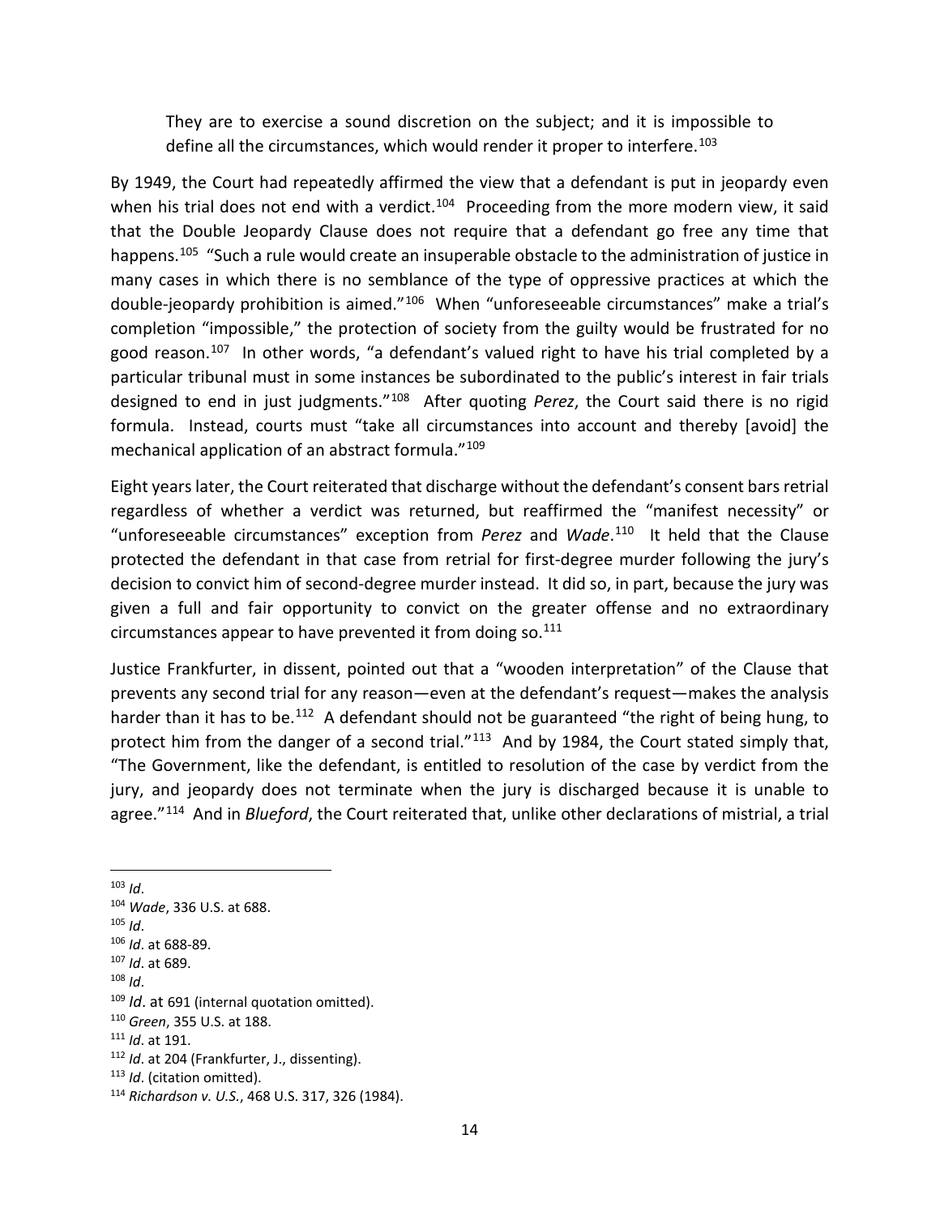> They are to exercise a sound discretion on the subject; and it is impossible to define all the circumstances, which would render it proper to interfere.[103]

By 1949, the Court had repeatedly affirmed the view that a defendant is put in jeopardy even when his trial does not end with a verdict.[104] Proceeding from the more modern view, it said that the Double Jeopardy Clause does not require that a defendant go free any time that happens.[105] "Such a rule would create an insuperable obstacle to the administration of justice in many cases in which there is no semblance of the type of oppressive practices at which the double-jeopardy prohibition is aimed."[106] When "unforeseeable circumstances" make a trial's completion "impossible," the protection of society from the guilty would be frustrated for no good reason.[107] In other words, "a defendant's valued right to have his trial completed by a particular tribunal must in some instances be subordinated to the public's interest in fair trials designed to end in just judgments."[108] After quoting *Perez*, the Court said there is no rigid formula. Instead, courts must "take all circumstances into account and thereby [avoid] the mechanical application of an abstract formula."[109]

Eight years later, the Court reiterated that discharge without the defendant's consent bars retrial regardless of whether a verdict was returned, but reaffirmed the "manifest necessity" or "unforeseeable circumstances" exception from *Perez* and *Wade*.[110] It held that the Clause protected the defendant in that case from retrial for first-degree murder following the jury's decision to convict him of second-degree murder instead. It did so, in part, because the jury was given a full and fair opportunity to convict on the greater offense and no extraordinary circumstances appear to have prevented it from doing so.[111]

Justice Frankfurter, in dissent, pointed out that a "wooden interpretation" of the Clause that prevents any second trial for any reason—even at the defendant's request—makes the analysis harder than it has to be.[112] A defendant should not be guaranteed "the right of being hung, to protect him from the danger of a second trial."[113] And by 1984, the Court stated simply that, "The Government, like the defendant, is entitled to resolution of the case by verdict from the jury, and jeopardy does not terminate when the jury is discharged because it is unable to agree."[114] And in *Blueford*, the Court reiterated that, unlike other declarations of mistrial, a trial

---

[103] *Id*.

[104] *Wade*, 336 U.S. at 688.

[105] *Id*.

[106] *Id*. at 688-89.

[107] *Id*. at 689.

[108] *Id*.

[109] *Id*. at 691 (internal quotation omitted).

[110] *Green*, 355 U.S. at 188.

[111] *Id*. at 191.

[112] *Id*. at 204 (Frankfurter, J., dissenting).

[113] *Id*. (citation omitted).

[114] *Richardson v. U.S.*, 468 U.S. 317, 326 (1984).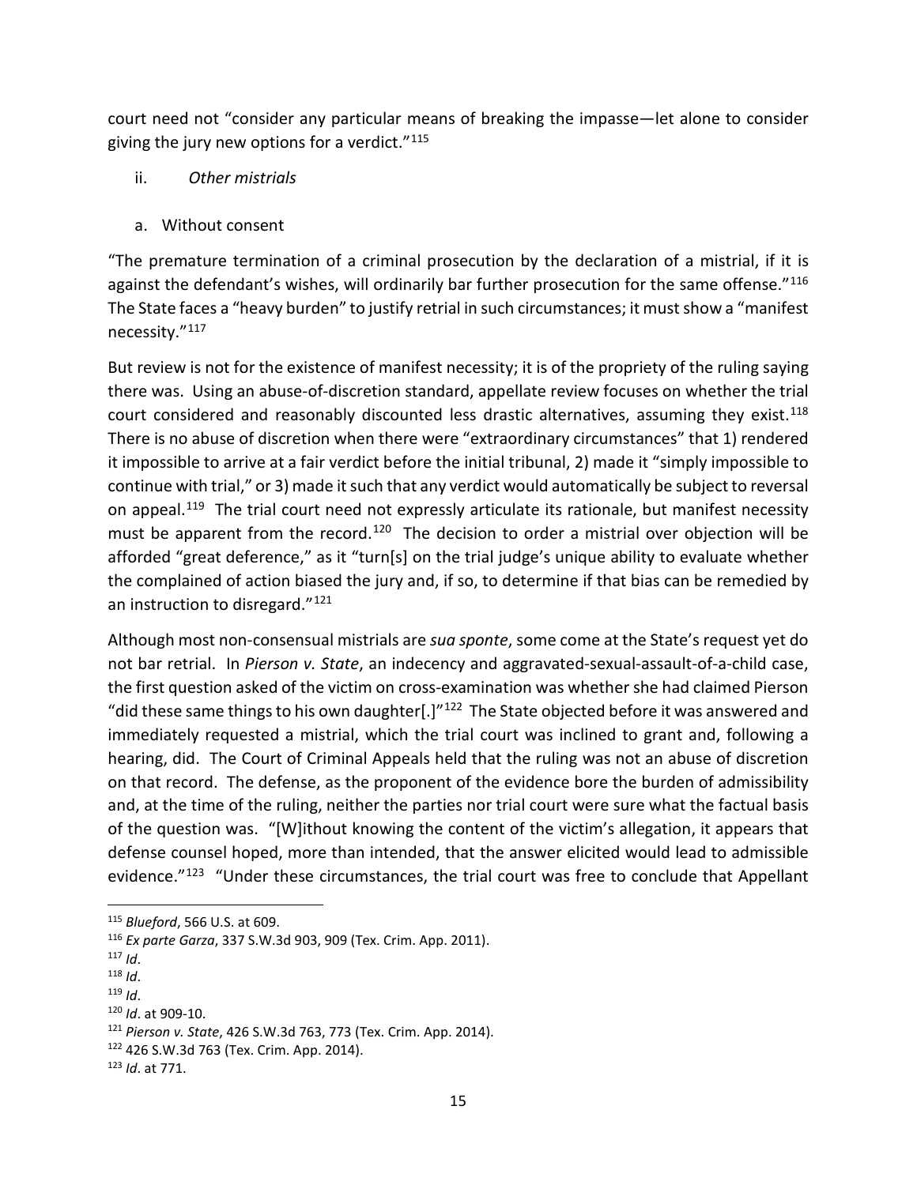court need not "consider any particular means of breaking the impasse—let alone to consider giving the jury new options for a verdict."[115]

ii. *Other mistrials*

a. Without consent

"The premature termination of a criminal prosecution by the declaration of a mistrial, if it is against the defendant's wishes, will ordinarily bar further prosecution for the same offense."[116] The State faces a "heavy burden" to justify retrial in such circumstances; it must show a "manifest necessity."[117]

But review is not for the existence of manifest necessity; it is of the propriety of the ruling saying there was. Using an abuse-of-discretion standard, appellate review focuses on whether the trial court considered and reasonably discounted less drastic alternatives, assuming they exist.[118] There is no abuse of discretion when there were "extraordinary circumstances" that 1) rendered it impossible to arrive at a fair verdict before the initial tribunal, 2) made it "simply impossible to continue with trial," or 3) made it such that any verdict would automatically be subject to reversal on appeal.[119] The trial court need not expressly articulate its rationale, but manifest necessity must be apparent from the record.[120] The decision to order a mistrial over objection will be afforded "great deference," as it "turn[s] on the trial judge's unique ability to evaluate whether the complained of action biased the jury and, if so, to determine if that bias can be remedied by an instruction to disregard."[121]

Although most non-consensual mistrials are *sua sponte*, some come at the State's request yet do not bar retrial. In *Pierson v. State*, an indecency and aggravated-sexual-assault-of-a-child case, the first question asked of the victim on cross-examination was whether she had claimed Pierson "did these same things to his own daughter[.]"[122] The State objected before it was answered and immediately requested a mistrial, which the trial court was inclined to grant and, following a hearing, did. The Court of Criminal Appeals held that the ruling was not an abuse of discretion on that record. The defense, as the proponent of the evidence bore the burden of admissibility and, at the time of the ruling, neither the parties nor trial court were sure what the factual basis of the question was. "[W]ithout knowing the content of the victim's allegation, it appears that defense counsel hoped, more than intended, that the answer elicited would lead to admissible evidence."[123] "Under these circumstances, the trial court was free to conclude that Appellant

---

[115] *Blueford*, 566 U.S. at 609.

[116] *Ex parte Garza*, 337 S.W.3d 903, 909 (Tex. Crim. App. 2011).

[117] *Id*.

[118] *Id*.

[119] *Id*.

[120] *Id*. at 909-10.

[121] *Pierson v. State*, 426 S.W.3d 763, 773 (Tex. Crim. App. 2014).

[122] 426 S.W.3d 763 (Tex. Crim. App. 2014).

[123] *Id*. at 771.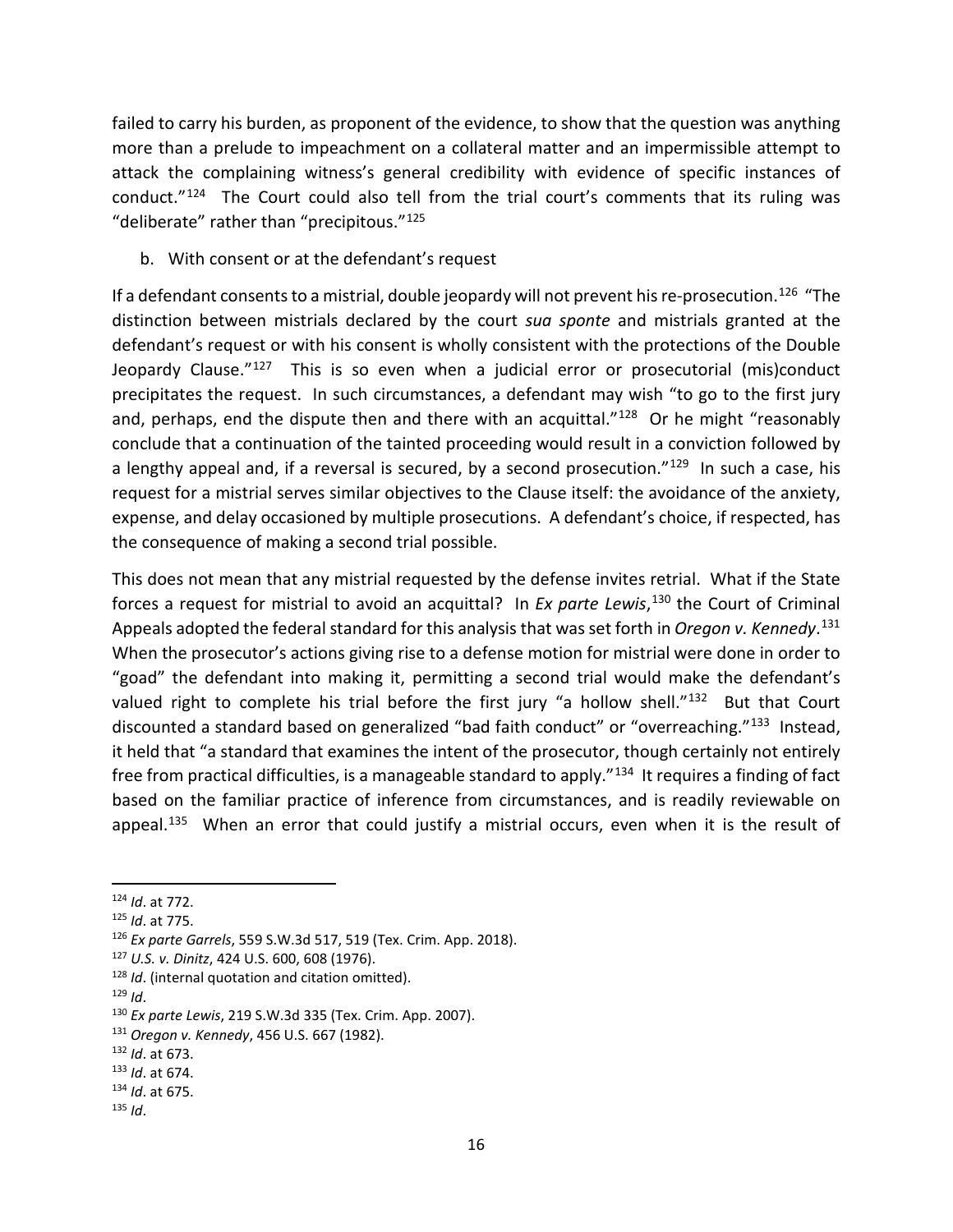failed to carry his burden, as proponent of the evidence, to show that the question was anything more than a prelude to impeachment on a collateral matter and an impermissible attempt to attack the complaining witness's general credibility with evidence of specific instances of conduct."[124] The Court could also tell from the trial court's comments that its ruling was "deliberate" rather than "precipitous."[125]

b. With consent or at the defendant's request

If a defendant consents to a mistrial, double jeopardy will not prevent his re-prosecution.[126] "The distinction between mistrials declared by the court *sua sponte* and mistrials granted at the defendant's request or with his consent is wholly consistent with the protections of the Double Jeopardy Clause."[127] This is so even when a judicial error or prosecutorial (mis)conduct precipitates the request. In such circumstances, a defendant may wish "to go to the first jury and, perhaps, end the dispute then and there with an acquittal."[128] Or he might "reasonably conclude that a continuation of the tainted proceeding would result in a conviction followed by a lengthy appeal and, if a reversal is secured, by a second prosecution."[129] In such a case, his request for a mistrial serves similar objectives to the Clause itself: the avoidance of the anxiety, expense, and delay occasioned by multiple prosecutions. A defendant's choice, if respected, has the consequence of making a second trial possible.

This does not mean that any mistrial requested by the defense invites retrial. What if the State forces a request for mistrial to avoid an acquittal? In *Ex parte Lewis*,[130] the Court of Criminal Appeals adopted the federal standard for this analysis that was set forth in *Oregon v. Kennedy*.[131] When the prosecutor's actions giving rise to a defense motion for mistrial were done in order to "goad" the defendant into making it, permitting a second trial would make the defendant's valued right to complete his trial before the first jury "a hollow shell."[132] But that Court discounted a standard based on generalized "bad faith conduct" or "overreaching."[133] Instead, it held that "a standard that examines the intent of the prosecutor, though certainly not entirely free from practical difficulties, is a manageable standard to apply."[134] It requires a finding of fact based on the familiar practice of inference from circumstances, and is readily reviewable on appeal.[135] When an error that could justify a mistrial occurs, even when it is the result of

---

[124] *Id*. at 772.
[125] *Id*. at 775.
[126] *Ex parte Garrels*, 559 S.W.3d 517, 519 (Tex. Crim. App. 2018).
[127] *U.S. v. Dinitz*, 424 U.S. 600, 608 (1976).
[128] *Id*. (internal quotation and citation omitted).
[129] *Id*.
[130] *Ex parte Lewis*, 219 S.W.3d 335 (Tex. Crim. App. 2007).
[131] *Oregon v. Kennedy*, 456 U.S. 667 (1982).
[132] *Id*. at 673.
[133] *Id*. at 674.
[134] *Id*. at 675.
[135] *Id*.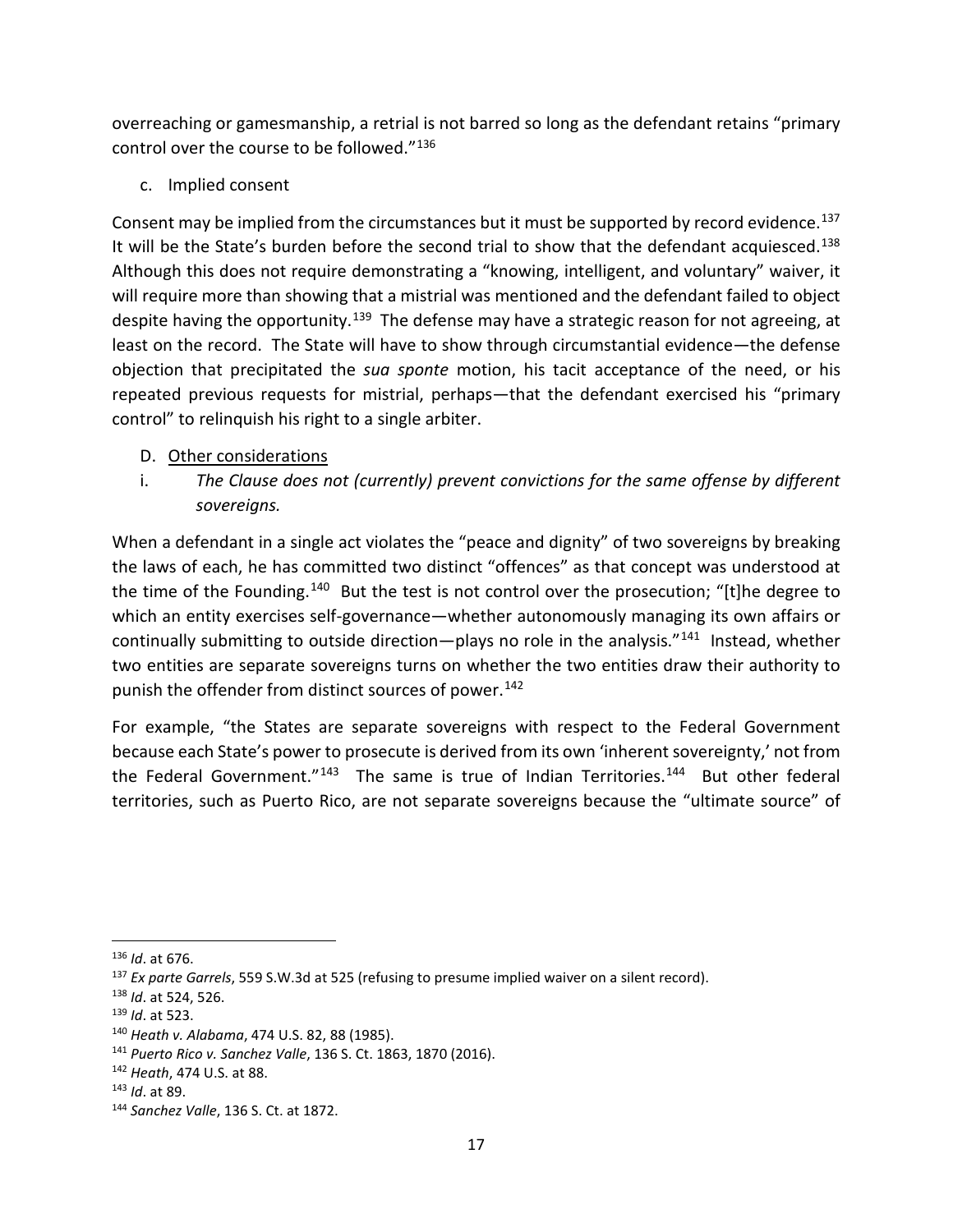overreaching or gamesmanship, a retrial is not barred so long as the defendant retains "primary control over the course to be followed."[136]

c. Implied consent

Consent may be implied from the circumstances but it must be supported by record evidence.[137] It will be the State's burden before the second trial to show that the defendant acquiesced.[138] Although this does not require demonstrating a "knowing, intelligent, and voluntary" waiver, it will require more than showing that a mistrial was mentioned and the defendant failed to object despite having the opportunity.[139] The defense may have a strategic reason for not agreeing, at least on the record. The State will have to show through circumstantial evidence—the defense objection that precipitated the *sua sponte* motion, his tacit acceptance of the need, or his repeated previous requests for mistrial, perhaps—that the defendant exercised his "primary control" to relinquish his right to a single arbiter.

D. <u>Other considerations</u>

i. *The Clause does not (currently) prevent convictions for the same offense by different sovereigns.*

When a defendant in a single act violates the "peace and dignity" of two sovereigns by breaking the laws of each, he has committed two distinct "offences" as that concept was understood at the time of the Founding.[140] But the test is not control over the prosecution; "[t]he degree to which an entity exercises self-governance—whether autonomously managing its own affairs or continually submitting to outside direction—plays no role in the analysis."[141] Instead, whether two entities are separate sovereigns turns on whether the two entities draw their authority to punish the offender from distinct sources of power.[142]

For example, "the States are separate sovereigns with respect to the Federal Government because each State's power to prosecute is derived from its own 'inherent sovereignty,' not from the Federal Government."[143] The same is true of Indian Territories.[144] But other federal territories, such as Puerto Rico, are not separate sovereigns because the "ultimate source" of

---

[136] *Id*. at 676.

[137] *Ex parte Garrels*, 559 S.W.3d at 525 (refusing to presume implied waiver on a silent record).

[138] *Id*. at 524, 526.

[139] *Id*. at 523.

[140] *Heath v. Alabama*, 474 U.S. 82, 88 (1985).

[141] *Puerto Rico v. Sanchez Valle*, 136 S. Ct. 1863, 1870 (2016).

[142] *Heath*, 474 U.S. at 88.

[143] *Id*. at 89.

[144] *Sanchez Valle*, 136 S. Ct. at 1872.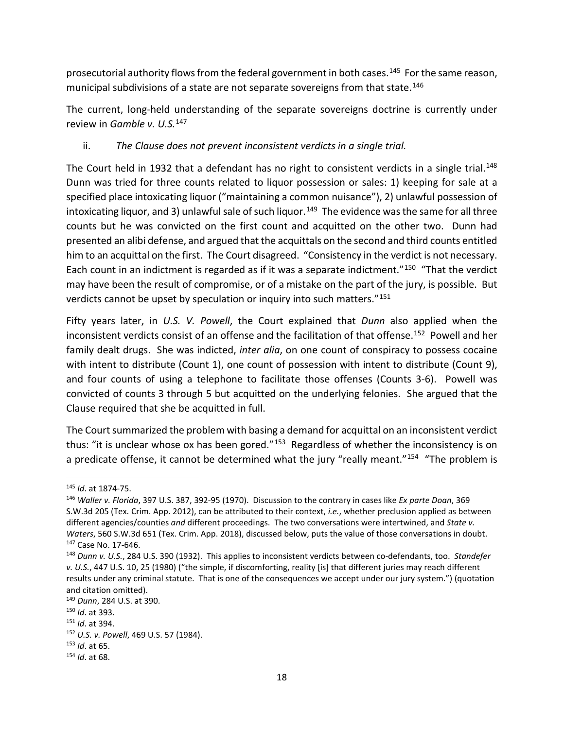prosecutorial authority flows from the federal government in both cases.[145] For the same reason, municipal subdivisions of a state are not separate sovereigns from that state.[146]

The current, long-held understanding of the separate sovereigns doctrine is currently under review in *Gamble v. U.S.*[147]

ii. *The Clause does not prevent inconsistent verdicts in a single trial.*

The Court held in 1932 that a defendant has no right to consistent verdicts in a single trial.[148] Dunn was tried for three counts related to liquor possession or sales: 1) keeping for sale at a specified place intoxicating liquor ("maintaining a common nuisance"), 2) unlawful possession of intoxicating liquor, and 3) unlawful sale of such liquor.[149] The evidence was the same for all three counts but he was convicted on the first count and acquitted on the other two. Dunn had presented an alibi defense, and argued that the acquittals on the second and third counts entitled him to an acquittal on the first. The Court disagreed. "Consistency in the verdict is not necessary. Each count in an indictment is regarded as if it was a separate indictment."[150] "That the verdict may have been the result of compromise, or of a mistake on the part of the jury, is possible. But verdicts cannot be upset by speculation or inquiry into such matters."[151]

Fifty years later, in *U.S. V. Powell*, the Court explained that *Dunn* also applied when the inconsistent verdicts consist of an offense and the facilitation of that offense.[152] Powell and her family dealt drugs. She was indicted, *inter alia*, on one count of conspiracy to possess cocaine with intent to distribute (Count 1), one count of possession with intent to distribute (Count 9), and four counts of using a telephone to facilitate those offenses (Counts 3-6). Powell was convicted of counts 3 through 5 but acquitted on the underlying felonies. She argued that the Clause required that she be acquitted in full.

The Court summarized the problem with basing a demand for acquittal on an inconsistent verdict thus: "it is unclear whose ox has been gored."[153] Regardless of whether the inconsistency is on a predicate offense, it cannot be determined what the jury "really meant."[154] "The problem is

---

[145] *Id*. at 1874-75.

[146] *Waller v. Florida*, 397 U.S. 387, 392-95 (1970). Discussion to the contrary in cases like *Ex parte Doan*, 369 S.W.3d 205 (Tex. Crim. App. 2012), can be attributed to their context, *i.e.*, whether preclusion applied as between different agencies/counties *and* different proceedings. The two conversations were intertwined, and *State v. Waters*, 560 S.W.3d 651 (Tex. Crim. App. 2018), discussed below, puts the value of those conversations in doubt.

[147] Case No. 17-646.

[148] *Dunn v. U.S.*, 284 U.S. 390 (1932). This applies to inconsistent verdicts between co-defendants, too. *Standefer v. U.S.*, 447 U.S. 10, 25 (1980) ("the simple, if discomforting, reality [is] that different juries may reach different results under any criminal statute. That is one of the consequences we accept under our jury system.") (quotation and citation omitted).

[149] *Dunn*, 284 U.S. at 390.

[150] *Id*. at 393.

[151] *Id*. at 394.

[152] *U.S. v. Powell*, 469 U.S. 57 (1984).

[153] *Id*. at 65.

[154] *Id*. at 68.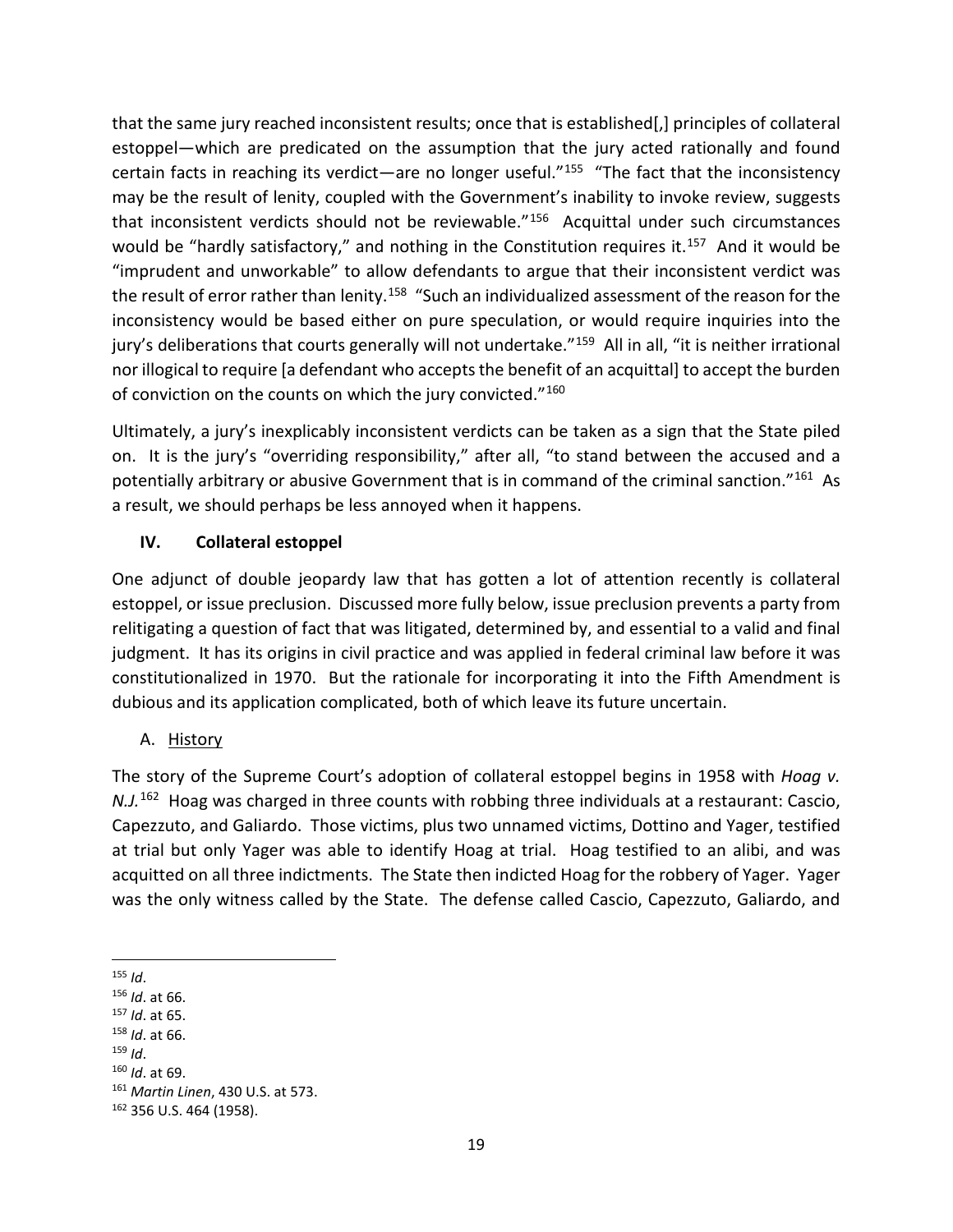that the same jury reached inconsistent results; once that is established[,] principles of collateral estoppel—which are predicated on the assumption that the jury acted rationally and found certain facts in reaching its verdict—are no longer useful."[155] "The fact that the inconsistency may be the result of lenity, coupled with the Government's inability to invoke review, suggests that inconsistent verdicts should not be reviewable."[156] Acquittal under such circumstances would be "hardly satisfactory," and nothing in the Constitution requires it.[157] And it would be "imprudent and unworkable" to allow defendants to argue that their inconsistent verdict was the result of error rather than lenity.[158] "Such an individualized assessment of the reason for the inconsistency would be based either on pure speculation, or would require inquiries into the jury's deliberations that courts generally will not undertake."[159] All in all, "it is neither irrational nor illogical to require [a defendant who accepts the benefit of an acquittal] to accept the burden of conviction on the counts on which the jury convicted."[160]

Ultimately, a jury's inexplicably inconsistent verdicts can be taken as a sign that the State piled on. It is the jury's "overriding responsibility," after all, "to stand between the accused and a potentially arbitrary or abusive Government that is in command of the criminal sanction."[161] As a result, we should perhaps be less annoyed when it happens.

## IV. Collateral estoppel

One adjunct of double jeopardy law that has gotten a lot of attention recently is collateral estoppel, or issue preclusion. Discussed more fully below, issue preclusion prevents a party from relitigating a question of fact that was litigated, determined by, and essential to a valid and final judgment. It has its origins in civil practice and was applied in federal criminal law before it was constitutionalized in 1970. But the rationale for incorporating it into the Fifth Amendment is dubious and its application complicated, both of which leave its future uncertain.

### A. History

The story of the Supreme Court's adoption of collateral estoppel begins in 1958 with *Hoag v. N.J.*[162] Hoag was charged in three counts with robbing three individuals at a restaurant: Cascio, Capezzuto, and Galiardo. Those victims, plus two unnamed victims, Dottino and Yager, testified at trial but only Yager was able to identify Hoag at trial. Hoag testified to an alibi, and was acquitted on all three indictments. The State then indicted Hoag for the robbery of Yager. Yager was the only witness called by the State. The defense called Cascio, Capezzuto, Galiardo, and

---

[155] *Id*.

[156] *Id*. at 66.

[157] *Id*. at 65.

[158] *Id*. at 66.

[159] *Id*.

[160] *Id*. at 69.

[161] *Martin Linen*, 430 U.S. at 573.

[162] 356 U.S. 464 (1958).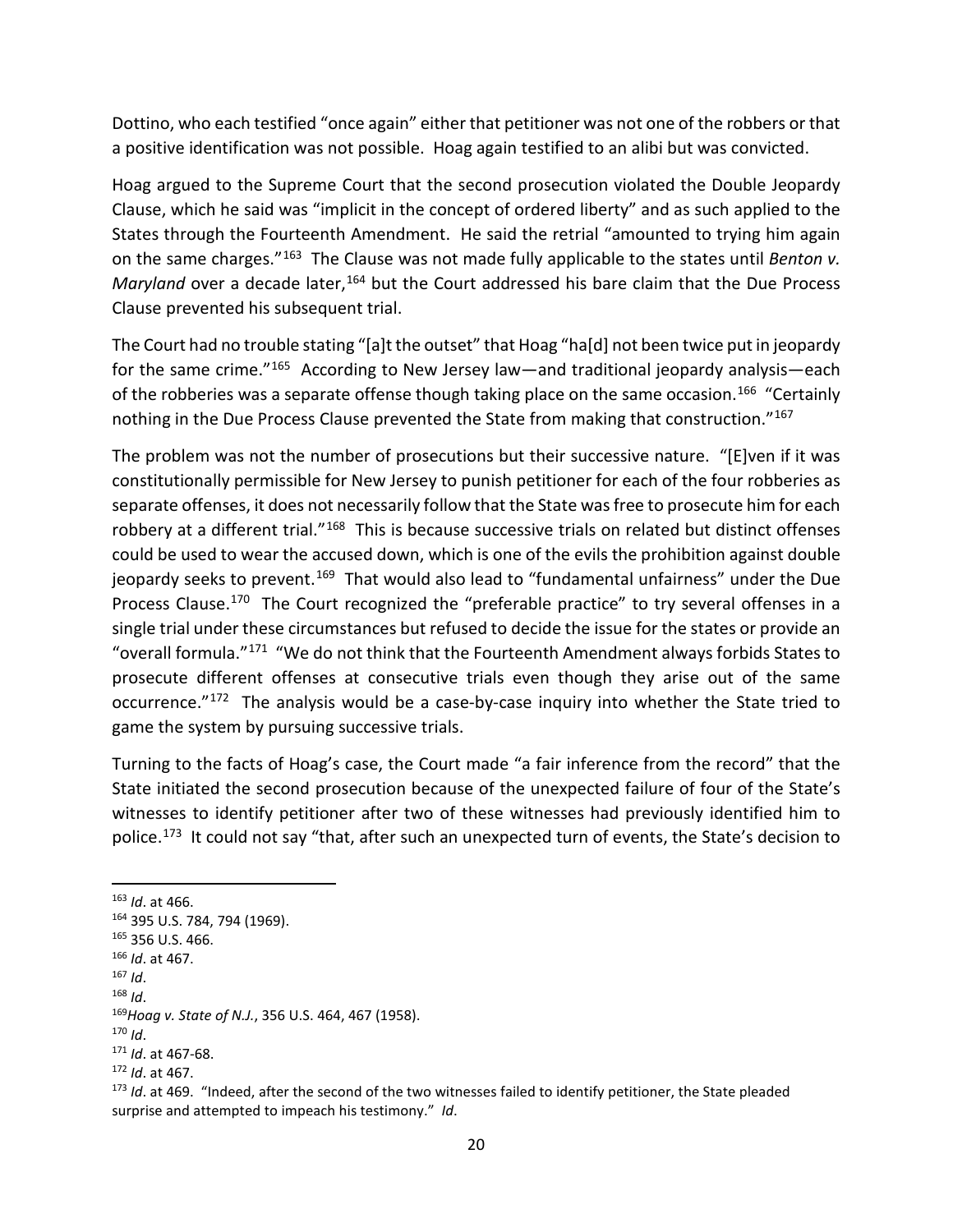Dottino, who each testified "once again" either that petitioner was not one of the robbers or that a positive identification was not possible. Hoag again testified to an alibi but was convicted.

Hoag argued to the Supreme Court that the second prosecution violated the Double Jeopardy Clause, which he said was "implicit in the concept of ordered liberty" and as such applied to the States through the Fourteenth Amendment. He said the retrial "amounted to trying him again on the same charges."[163] The Clause was not made fully applicable to the states until *Benton v. Maryland* over a decade later,[164] but the Court addressed his bare claim that the Due Process Clause prevented his subsequent trial.

The Court had no trouble stating "[a]t the outset" that Hoag "ha[d] not been twice put in jeopardy for the same crime."[165] According to New Jersey law—and traditional jeopardy analysis—each of the robberies was a separate offense though taking place on the same occasion.[166] "Certainly nothing in the Due Process Clause prevented the State from making that construction."[167]

The problem was not the number of prosecutions but their successive nature. "[E]ven if it was constitutionally permissible for New Jersey to punish petitioner for each of the four robberies as separate offenses, it does not necessarily follow that the State was free to prosecute him for each robbery at a different trial."[168] This is because successive trials on related but distinct offenses could be used to wear the accused down, which is one of the evils the prohibition against double jeopardy seeks to prevent.[169] That would also lead to "fundamental unfairness" under the Due Process Clause.[170] The Court recognized the "preferable practice" to try several offenses in a single trial under these circumstances but refused to decide the issue for the states or provide an "overall formula."[171] "We do not think that the Fourteenth Amendment always forbids States to prosecute different offenses at consecutive trials even though they arise out of the same occurrence."[172] The analysis would be a case-by-case inquiry into whether the State tried to game the system by pursuing successive trials.

Turning to the facts of Hoag's case, the Court made "a fair inference from the record" that the State initiated the second prosecution because of the unexpected failure of four of the State's witnesses to identify petitioner after two of these witnesses had previously identified him to police.[173] It could not say "that, after such an unexpected turn of events, the State's decision to

---

[163] *Id*. at 466.

[164] 395 U.S. 784, 794 (1969).

[165] 356 U.S. 466.

[166] *Id*. at 467.

[167] *Id*.

[168] *Id*.

[169] *Hoag v. State of N.J.*, 356 U.S. 464, 467 (1958).

[170] *Id*.

[171] *Id*. at 467-68.

[172] *Id*. at 467.

[173] *Id*. at 469. "Indeed, after the second of the two witnesses failed to identify petitioner, the State pleaded surprise and attempted to impeach his testimony." *Id*.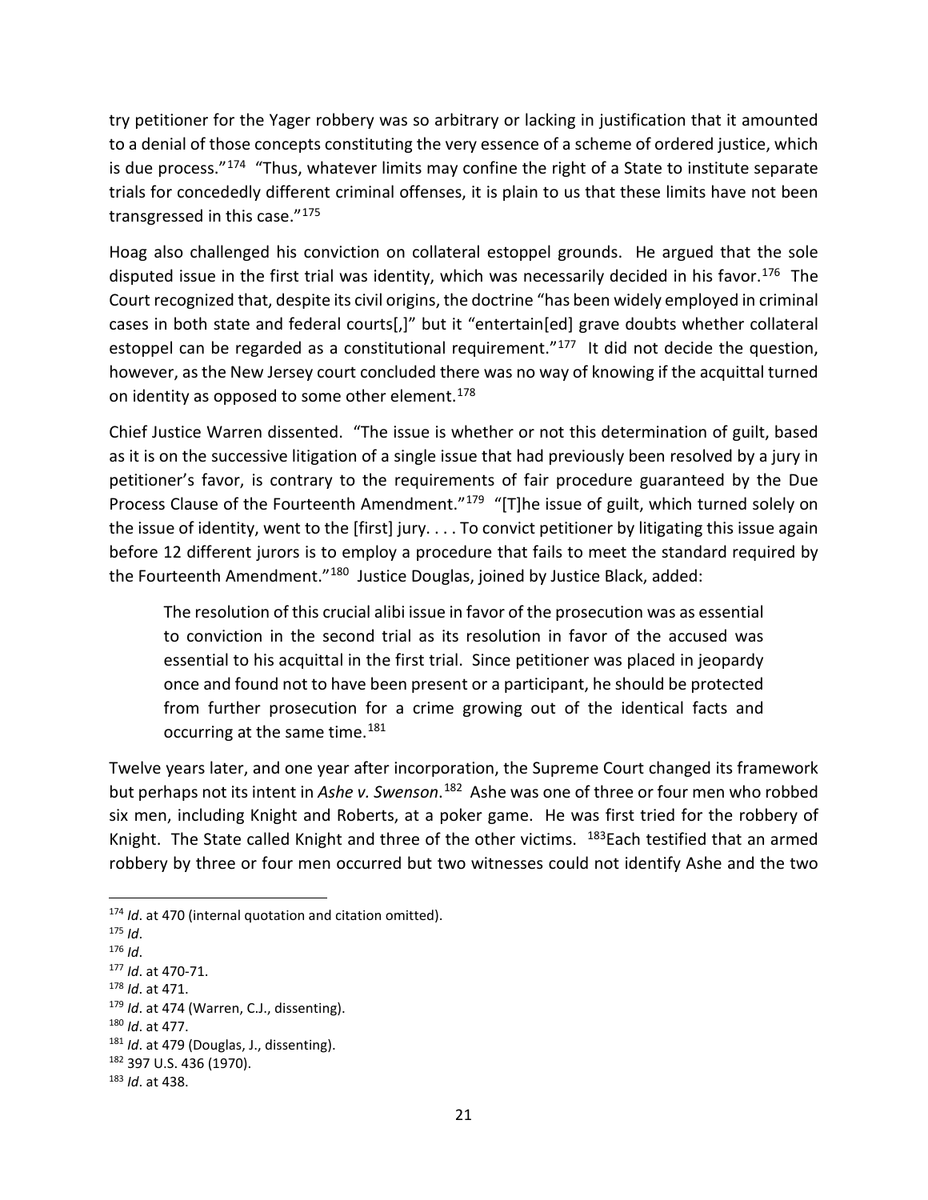try petitioner for the Yager robbery was so arbitrary or lacking in justification that it amounted to a denial of those concepts constituting the very essence of a scheme of ordered justice, which is due process."[174] "Thus, whatever limits may confine the right of a State to institute separate trials for concededly different criminal offenses, it is plain to us that these limits have not been transgressed in this case."[175]

Hoag also challenged his conviction on collateral estoppel grounds. He argued that the sole disputed issue in the first trial was identity, which was necessarily decided in his favor.[176] The Court recognized that, despite its civil origins, the doctrine "has been widely employed in criminal cases in both state and federal courts[,]" but it "entertain[ed] grave doubts whether collateral estoppel can be regarded as a constitutional requirement."[177] It did not decide the question, however, as the New Jersey court concluded there was no way of knowing if the acquittal turned on identity as opposed to some other element.[178]

Chief Justice Warren dissented. "The issue is whether or not this determination of guilt, based as it is on the successive litigation of a single issue that had previously been resolved by a jury in petitioner's favor, is contrary to the requirements of fair procedure guaranteed by the Due Process Clause of the Fourteenth Amendment."[179] "[T]he issue of guilt, which turned solely on the issue of identity, went to the [first] jury. . . . To convict petitioner by litigating this issue again before 12 different jurors is to employ a procedure that fails to meet the standard required by the Fourteenth Amendment."[180] Justice Douglas, joined by Justice Black, added:

> The resolution of this crucial alibi issue in favor of the prosecution was as essential to conviction in the second trial as its resolution in favor of the accused was essential to his acquittal in the first trial. Since petitioner was placed in jeopardy once and found not to have been present or a participant, he should be protected from further prosecution for a crime growing out of the identical facts and occurring at the same time.[181]

Twelve years later, and one year after incorporation, the Supreme Court changed its framework but perhaps not its intent in *Ashe v. Swenson*.[182] Ashe was one of three or four men who robbed six men, including Knight and Roberts, at a poker game. He was first tried for the robbery of Knight. The State called Knight and three of the other victims. [183]Each testified that an armed robbery by three or four men occurred but two witnesses could not identify Ashe and the two

---

[174] *Id*. at 470 (internal quotation and citation omitted).
[175] *Id*.
[176] *Id*.
[177] *Id*. at 470-71.
[178] *Id*. at 471.
[179] *Id*. at 474 (Warren, C.J., dissenting).
[180] *Id*. at 477.
[181] *Id*. at 479 (Douglas, J., dissenting).
[182] 397 U.S. 436 (1970).
[183] *Id*. at 438.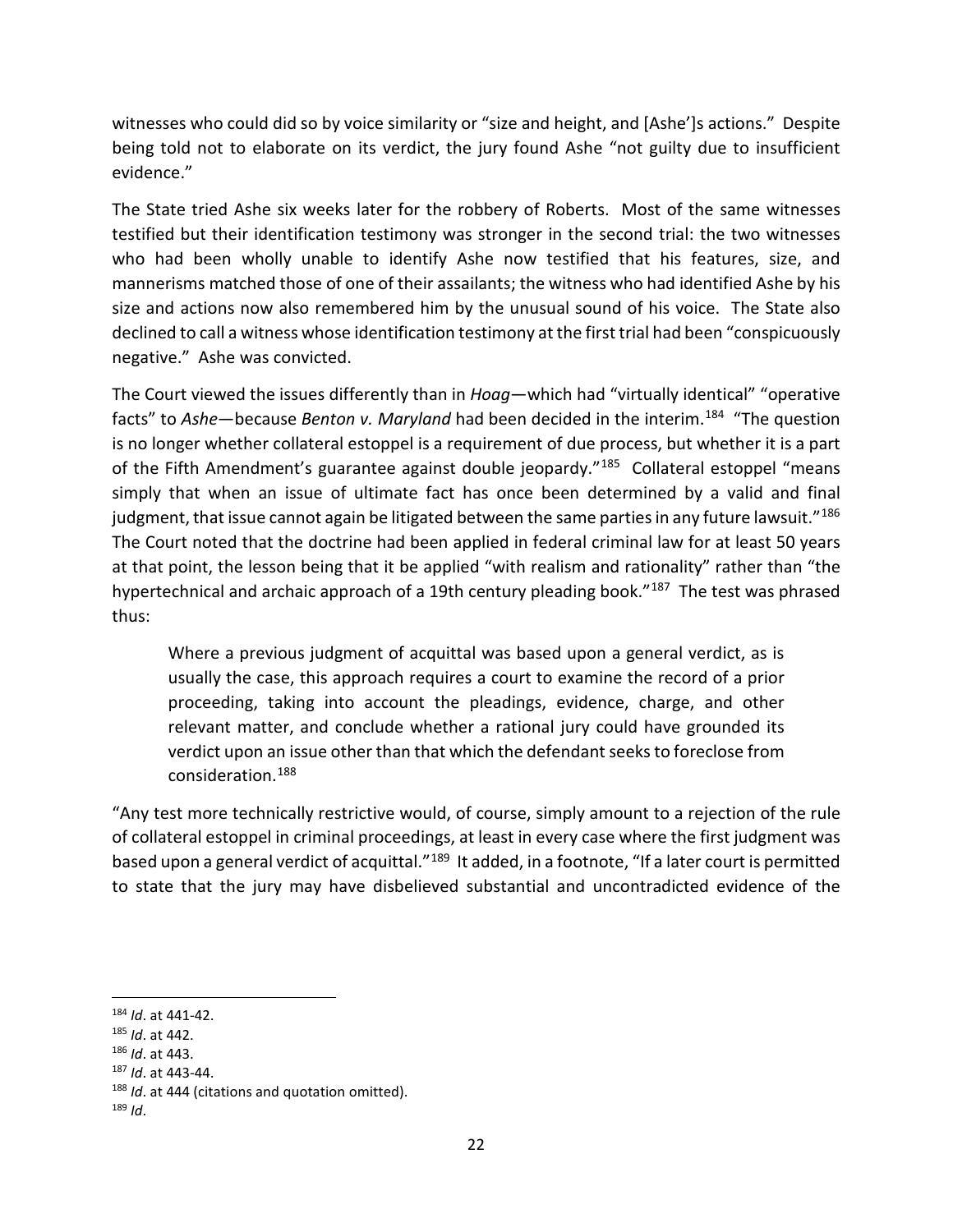witnesses who could did so by voice similarity or "size and height, and [Ashe']s actions." Despite being told not to elaborate on its verdict, the jury found Ashe "not guilty due to insufficient evidence."

The State tried Ashe six weeks later for the robbery of Roberts. Most of the same witnesses testified but their identification testimony was stronger in the second trial: the two witnesses who had been wholly unable to identify Ashe now testified that his features, size, and mannerisms matched those of one of their assailants; the witness who had identified Ashe by his size and actions now also remembered him by the unusual sound of his voice. The State also declined to call a witness whose identification testimony at the first trial had been "conspicuously negative." Ashe was convicted.

The Court viewed the issues differently than in *Hoag*—which had "virtually identical" "operative facts" to *Ashe*—because *Benton v. Maryland* had been decided in the interim.[184] "The question is no longer whether collateral estoppel is a requirement of due process, but whether it is a part of the Fifth Amendment's guarantee against double jeopardy."[185] Collateral estoppel "means simply that when an issue of ultimate fact has once been determined by a valid and final judgment, that issue cannot again be litigated between the same parties in any future lawsuit."[186] The Court noted that the doctrine had been applied in federal criminal law for at least 50 years at that point, the lesson being that it be applied "with realism and rationality" rather than "the hypertechnical and archaic approach of a 19th century pleading book."[187] The test was phrased thus:

> Where a previous judgment of acquittal was based upon a general verdict, as is usually the case, this approach requires a court to examine the record of a prior proceeding, taking into account the pleadings, evidence, charge, and other relevant matter, and conclude whether a rational jury could have grounded its verdict upon an issue other than that which the defendant seeks to foreclose from consideration.[188]

"Any test more technically restrictive would, of course, simply amount to a rejection of the rule of collateral estoppel in criminal proceedings, at least in every case where the first judgment was based upon a general verdict of acquittal."[189] It added, in a footnote, "If a later court is permitted to state that the jury may have disbelieved substantial and uncontradicted evidence of the

---

[184] *Id*. at 441-42.
[185] *Id*. at 442.
[186] *Id*. at 443.
[187] *Id*. at 443-44.
[188] *Id*. at 444 (citations and quotation omitted).
[189] *Id*.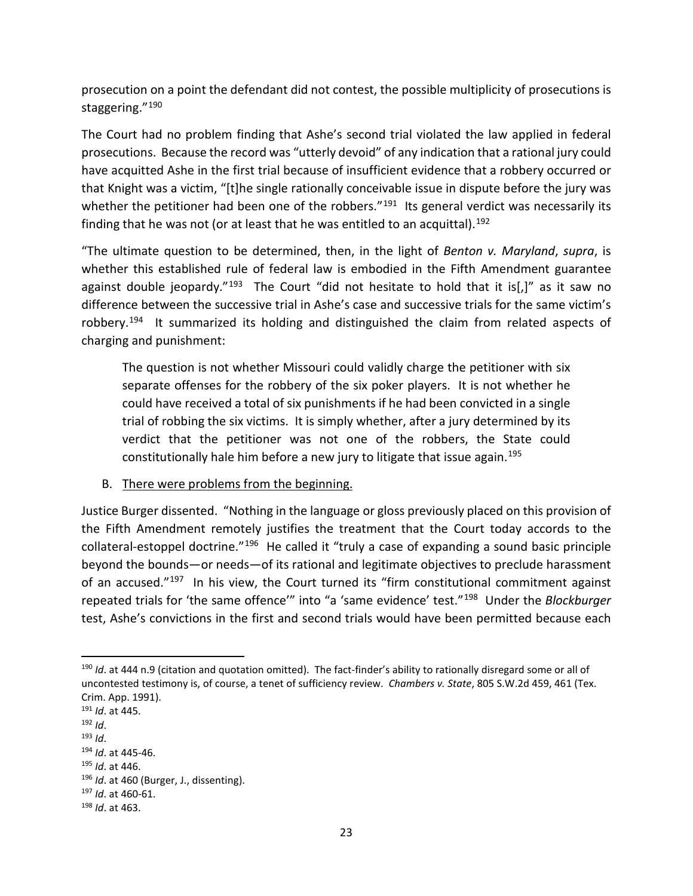prosecution on a point the defendant did not contest, the possible multiplicity of prosecutions is staggering."[190]

The Court had no problem finding that Ashe's second trial violated the law applied in federal prosecutions. Because the record was "utterly devoid" of any indication that a rational jury could have acquitted Ashe in the first trial because of insufficient evidence that a robbery occurred or that Knight was a victim, "[t]he single rationally conceivable issue in dispute before the jury was whether the petitioner had been one of the robbers."[191] Its general verdict was necessarily its finding that he was not (or at least that he was entitled to an acquittal).[192]

"The ultimate question to be determined, then, in the light of *Benton v. Maryland*, *supra*, is whether this established rule of federal law is embodied in the Fifth Amendment guarantee against double jeopardy."[193] The Court "did not hesitate to hold that it is[,]" as it saw no difference between the successive trial in Ashe's case and successive trials for the same victim's robbery.[194] It summarized its holding and distinguished the claim from related aspects of charging and punishment:

> The question is not whether Missouri could validly charge the petitioner with six separate offenses for the robbery of the six poker players. It is not whether he could have received a total of six punishments if he had been convicted in a single trial of robbing the six victims. It is simply whether, after a jury determined by its verdict that the petitioner was not one of the robbers, the State could constitutionally hale him before a new jury to litigate that issue again.[195]

B. <u>There were problems from the beginning.</u>

Justice Burger dissented. "Nothing in the language or gloss previously placed on this provision of the Fifth Amendment remotely justifies the treatment that the Court today accords to the collateral-estoppel doctrine."[196] He called it "truly a case of expanding a sound basic principle beyond the bounds—or needs—of its rational and legitimate objectives to preclude harassment of an accused."[197] In his view, the Court turned its "firm constitutional commitment against repeated trials for 'the same offence'" into "a 'same evidence' test."[198] Under the *Blockburger* test, Ashe's convictions in the first and second trials would have been permitted because each

---

[190] *Id*. at 444 n.9 (citation and quotation omitted). The fact-finder's ability to rationally disregard some or all of uncontested testimony is, of course, a tenet of sufficiency review. *Chambers v. State*, 805 S.W.2d 459, 461 (Tex. Crim. App. 1991).

[191] *Id*. at 445.

[192] *Id*.

[193] *Id*.

[194] *Id*. at 445-46.

[195] *Id*. at 446.

[196] *Id*. at 460 (Burger, J., dissenting).

[197] *Id*. at 460-61.

[198] *Id*. at 463.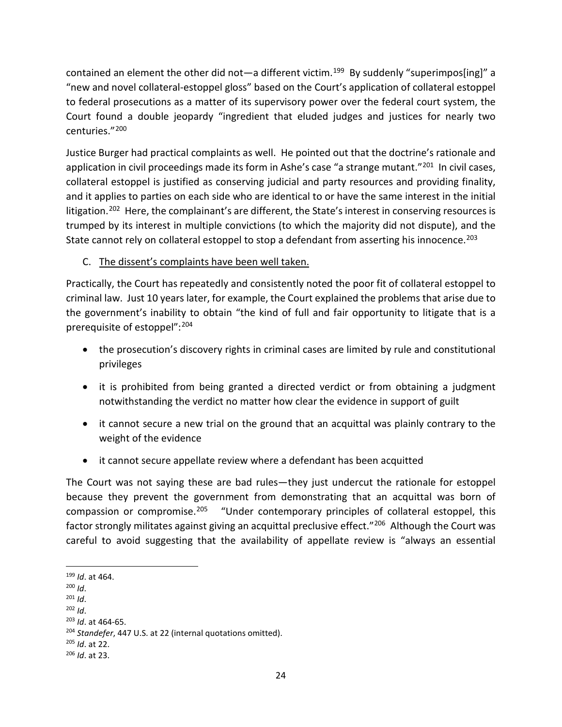contained an element the other did not—a different victim.[199] By suddenly "superimpos[ing]" a "new and novel collateral-estoppel gloss" based on the Court's application of collateral estoppel to federal prosecutions as a matter of its supervisory power over the federal court system, the Court found a double jeopardy "ingredient that eluded judges and justices for nearly two centuries."[200]

Justice Burger had practical complaints as well. He pointed out that the doctrine's rationale and application in civil proceedings made its form in Ashe's case "a strange mutant."[201] In civil cases, collateral estoppel is justified as conserving judicial and party resources and providing finality, and it applies to parties on each side who are identical to or have the same interest in the initial litigation.[202] Here, the complainant's are different, the State's interest in conserving resources is trumped by its interest in multiple convictions (to which the majority did not dispute), and the State cannot rely on collateral estoppel to stop a defendant from asserting his innocence.[203]

C. <u>The dissent's complaints have been well taken.</u>

Practically, the Court has repeatedly and consistently noted the poor fit of collateral estoppel to criminal law. Just 10 years later, for example, the Court explained the problems that arise due to the government's inability to obtain "the kind of full and fair opportunity to litigate that is a prerequisite of estoppel":[204]

- the prosecution's discovery rights in criminal cases are limited by rule and constitutional privileges
- it is prohibited from being granted a directed verdict or from obtaining a judgment notwithstanding the verdict no matter how clear the evidence in support of guilt
- it cannot secure a new trial on the ground that an acquittal was plainly contrary to the weight of the evidence
- it cannot secure appellate review where a defendant has been acquitted

The Court was not saying these are bad rules—they just undercut the rationale for estoppel because they prevent the government from demonstrating that an acquittal was born of compassion or compromise.[205] "Under contemporary principles of collateral estoppel, this factor strongly militates against giving an acquittal preclusive effect."[206] Although the Court was careful to avoid suggesting that the availability of appellate review is "always an essential

---

[199] *Id*. at 464.

[200] *Id*.

[201] *Id*.

[202] *Id*.

[203] *Id*. at 464-65.

[204] *Standefer*, 447 U.S. at 22 (internal quotations omitted).

[205] *Id*. at 22.

[206] *Id*. at 23.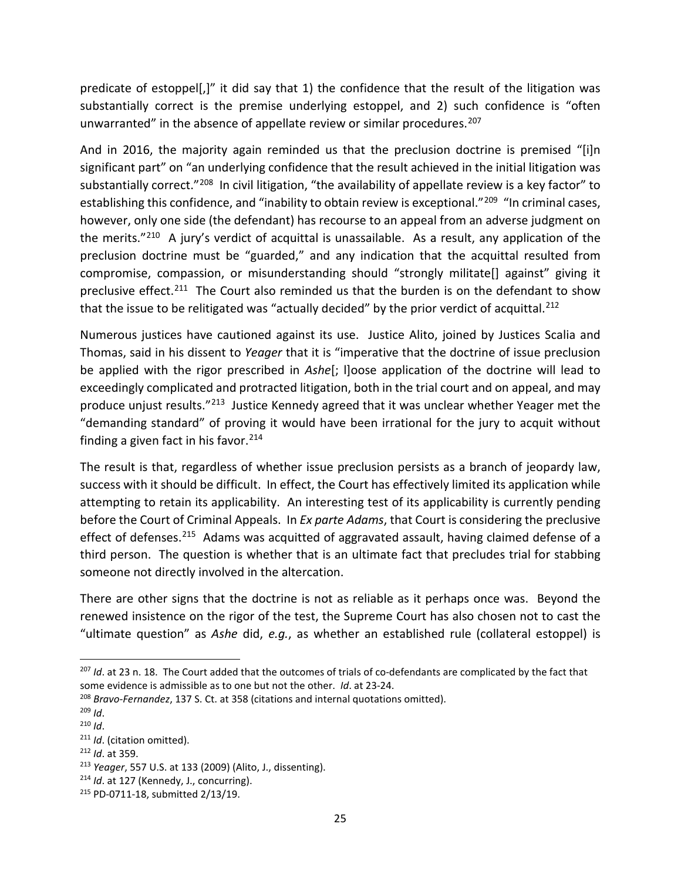predicate of estoppel[,]" it did say that 1) the confidence that the result of the litigation was substantially correct is the premise underlying estoppel, and 2) such confidence is "often unwarranted" in the absence of appellate review or similar procedures.[207]

And in 2016, the majority again reminded us that the preclusion doctrine is premised "[i]n significant part" on "an underlying confidence that the result achieved in the initial litigation was substantially correct."[208] In civil litigation, "the availability of appellate review is a key factor" to establishing this confidence, and "inability to obtain review is exceptional."[209] "In criminal cases, however, only one side (the defendant) has recourse to an appeal from an adverse judgment on the merits."[210] A jury's verdict of acquittal is unassailable. As a result, any application of the preclusion doctrine must be "guarded," and any indication that the acquittal resulted from compromise, compassion, or misunderstanding should "strongly militate[] against" giving it preclusive effect.[211] The Court also reminded us that the burden is on the defendant to show that the issue to be relitigated was "actually decided" by the prior verdict of acquittal.[212]

Numerous justices have cautioned against its use. Justice Alito, joined by Justices Scalia and Thomas, said in his dissent to *Yeager* that it is "imperative that the doctrine of issue preclusion be applied with the rigor prescribed in *Ashe*[; l]oose application of the doctrine will lead to exceedingly complicated and protracted litigation, both in the trial court and on appeal, and may produce unjust results."[213] Justice Kennedy agreed that it was unclear whether Yeager met the "demanding standard" of proving it would have been irrational for the jury to acquit without finding a given fact in his favor.[214]

The result is that, regardless of whether issue preclusion persists as a branch of jeopardy law, success with it should be difficult. In effect, the Court has effectively limited its application while attempting to retain its applicability. An interesting test of its applicability is currently pending before the Court of Criminal Appeals. In *Ex parte Adams*, that Court is considering the preclusive effect of defenses.[215] Adams was acquitted of aggravated assault, having claimed defense of a third person. The question is whether that is an ultimate fact that precludes trial for stabbing someone not directly involved in the altercation.

There are other signs that the doctrine is not as reliable as it perhaps once was. Beyond the renewed insistence on the rigor of the test, the Supreme Court has also chosen not to cast the "ultimate question" as *Ashe* did, *e.g.*, as whether an established rule (collateral estoppel) is

---

[207] *Id*. at 23 n. 18. The Court added that the outcomes of trials of co-defendants are complicated by the fact that some evidence is admissible as to one but not the other. *Id*. at 23-24.

[208] *Bravo-Fernandez*, 137 S. Ct. at 358 (citations and internal quotations omitted).

[209] *Id*.

[210] *Id*.

[211] *Id*. (citation omitted).

[212] *Id*. at 359.

[213] *Yeager*, 557 U.S. at 133 (2009) (Alito, J., dissenting).

[214] *Id*. at 127 (Kennedy, J., concurring).

[215] PD-0711-18, submitted 2/13/19.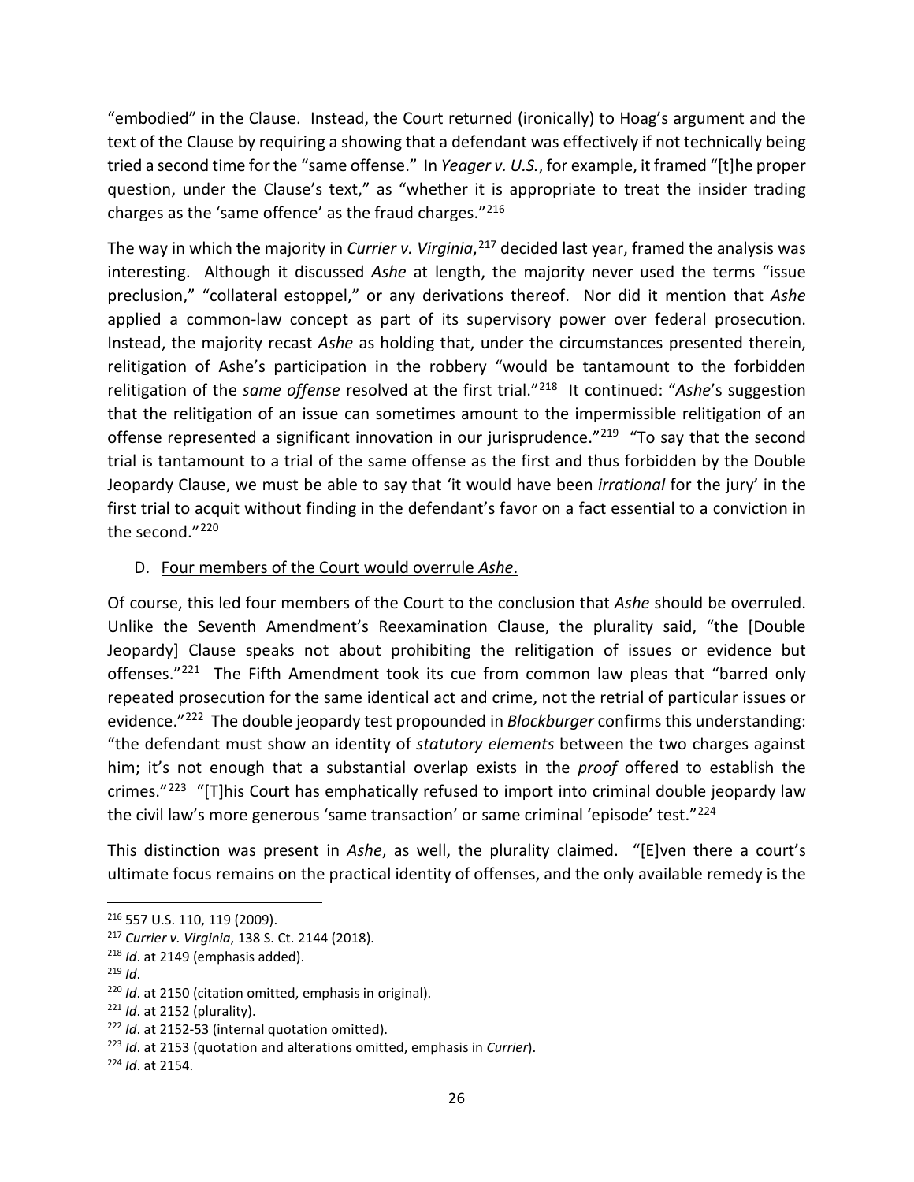"embodied" in the Clause. Instead, the Court returned (ironically) to Hoag's argument and the text of the Clause by requiring a showing that a defendant was effectively if not technically being tried a second time for the "same offense." In *Yeager v. U.S.*, for example, it framed "[t]he proper question, under the Clause's text," as "whether it is appropriate to treat the insider trading charges as the 'same offence' as the fraud charges."[216]

The way in which the majority in *Currier v. Virginia*,[217] decided last year, framed the analysis was interesting. Although it discussed *Ashe* at length, the majority never used the terms "issue preclusion," "collateral estoppel," or any derivations thereof. Nor did it mention that *Ashe* applied a common-law concept as part of its supervisory power over federal prosecution. Instead, the majority recast *Ashe* as holding that, under the circumstances presented therein, relitigation of Ashe's participation in the robbery "would be tantamount to the forbidden relitigation of the *same offense* resolved at the first trial."[218] It continued: "*Ashe*'s suggestion that the relitigation of an issue can sometimes amount to the impermissible relitigation of an offense represented a significant innovation in our jurisprudence."[219] "To say that the second trial is tantamount to a trial of the same offense as the first and thus forbidden by the Double Jeopardy Clause, we must be able to say that 'it would have been *irrational* for the jury' in the first trial to acquit without finding in the defendant's favor on a fact essential to a conviction in the second."[220]

D. Four members of the Court would overrule *Ashe*.

Of course, this led four members of the Court to the conclusion that *Ashe* should be overruled. Unlike the Seventh Amendment's Reexamination Clause, the plurality said, "the [Double Jeopardy] Clause speaks not about prohibiting the relitigation of issues or evidence but offenses."[221] The Fifth Amendment took its cue from common law pleas that "barred only repeated prosecution for the same identical act and crime, not the retrial of particular issues or evidence."[222] The double jeopardy test propounded in *Blockburger* confirms this understanding: "the defendant must show an identity of *statutory elements* between the two charges against him; it's not enough that a substantial overlap exists in the *proof* offered to establish the crimes."[223] "[T]his Court has emphatically refused to import into criminal double jeopardy law the civil law's more generous 'same transaction' or same criminal 'episode' test."[224]

This distinction was present in *Ashe*, as well, the plurality claimed. "[E]ven there a court's ultimate focus remains on the practical identity of offenses, and the only available remedy is the

---

[216] 557 U.S. 110, 119 (2009).

[217] *Currier v. Virginia*, 138 S. Ct. 2144 (2018).

[218] *Id*. at 2149 (emphasis added).

[219] *Id*.

[220] *Id*. at 2150 (citation omitted, emphasis in original).

[221] *Id*. at 2152 (plurality).

[222] *Id*. at 2152-53 (internal quotation omitted).

[223] *Id*. at 2153 (quotation and alterations omitted, emphasis in *Currier*).

[224] *Id*. at 2154.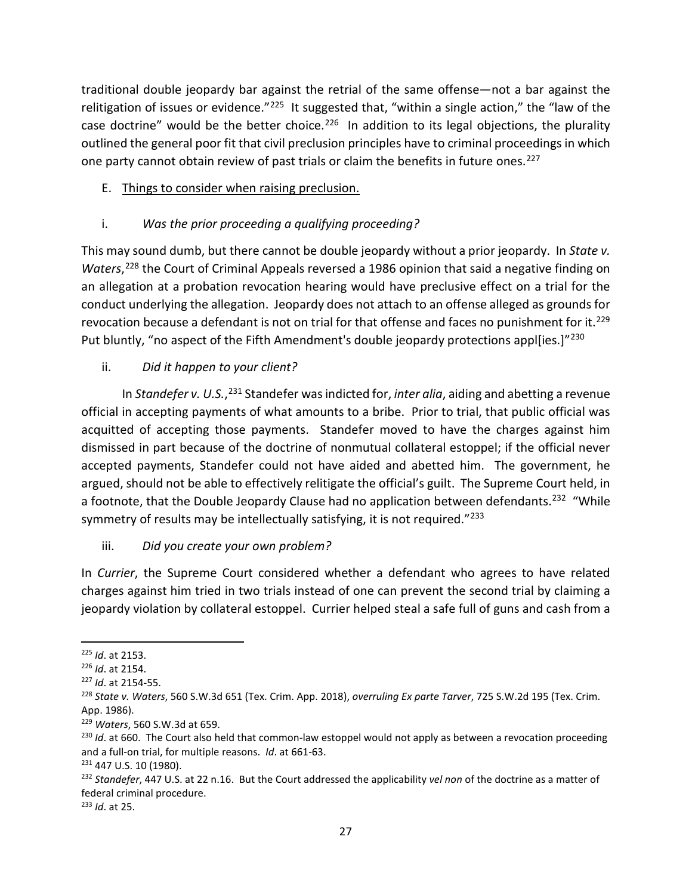traditional double jeopardy bar against the retrial of the same offense—not a bar against the relitigation of issues or evidence."[225] It suggested that, "within a single action," the "law of the case doctrine" would be the better choice.[226] In addition to its legal objections, the plurality outlined the general poor fit that civil preclusion principles have to criminal proceedings in which one party cannot obtain review of past trials or claim the benefits in future ones.[227]

E. Things to consider when raising preclusion.

i. *Was the prior proceeding a qualifying proceeding?*

This may sound dumb, but there cannot be double jeopardy without a prior jeopardy. In *State v. Waters*,[228] the Court of Criminal Appeals reversed a 1986 opinion that said a negative finding on an allegation at a probation revocation hearing would have preclusive effect on a trial for the conduct underlying the allegation. Jeopardy does not attach to an offense alleged as grounds for revocation because a defendant is not on trial for that offense and faces no punishment for it.[229] Put bluntly, "no aspect of the Fifth Amendment's double jeopardy protections appl[ies.]"[230]

ii. *Did it happen to your client?*

In *Standefer v. U.S.*,[231] Standefer was indicted for, *inter alia*, aiding and abetting a revenue official in accepting payments of what amounts to a bribe. Prior to trial, that public official was acquitted of accepting those payments. Standefer moved to have the charges against him dismissed in part because of the doctrine of nonmutual collateral estoppel; if the official never accepted payments, Standefer could not have aided and abetted him. The government, he argued, should not be able to effectively relitigate the official's guilt. The Supreme Court held, in a footnote, that the Double Jeopardy Clause had no application between defendants.[232] "While symmetry of results may be intellectually satisfying, it is not required."[233]

iii. *Did you create your own problem?*

In *Currier*, the Supreme Court considered whether a defendant who agrees to have related charges against him tried in two trials instead of one can prevent the second trial by claiming a jeopardy violation by collateral estoppel. Currier helped steal a safe full of guns and cash from a

---

[225] *Id*. at 2153.

[226] *Id*. at 2154.

[227] *Id*. at 2154-55.

[228] *State v. Waters*, 560 S.W.3d 651 (Tex. Crim. App. 2018), *overruling Ex parte Tarver*, 725 S.W.2d 195 (Tex. Crim. App. 1986).

[229] *Waters*, 560 S.W.3d at 659.

[230] *Id*. at 660. The Court also held that common-law estoppel would not apply as between a revocation proceeding and a full-on trial, for multiple reasons. *Id*. at 661-63.

[231] 447 U.S. 10 (1980).

[232] *Standefer*, 447 U.S. at 22 n.16. But the Court addressed the applicability *vel non* of the doctrine as a matter of federal criminal procedure.

[233] *Id*. at 25.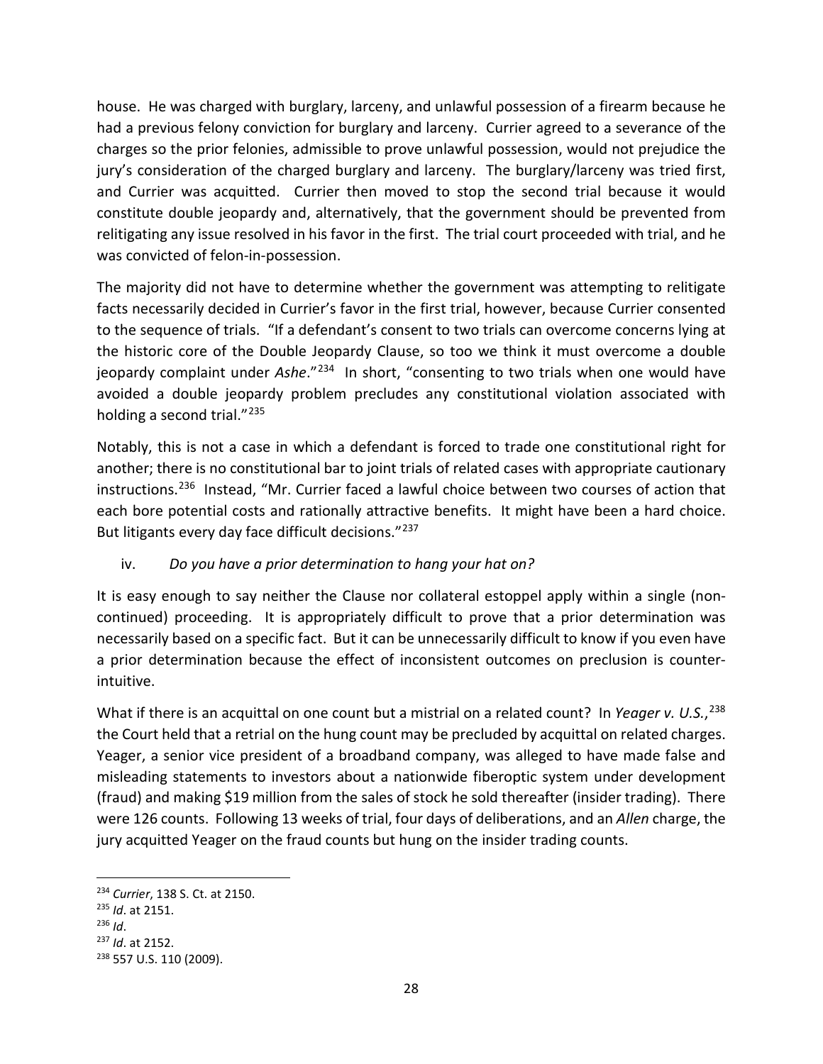house. He was charged with burglary, larceny, and unlawful possession of a firearm because he had a previous felony conviction for burglary and larceny. Currier agreed to a severance of the charges so the prior felonies, admissible to prove unlawful possession, would not prejudice the jury's consideration of the charged burglary and larceny. The burglary/larceny was tried first, and Currier was acquitted. Currier then moved to stop the second trial because it would constitute double jeopardy and, alternatively, that the government should be prevented from relitigating any issue resolved in his favor in the first. The trial court proceeded with trial, and he was convicted of felon-in-possession.

The majority did not have to determine whether the government was attempting to relitigate facts necessarily decided in Currier's favor in the first trial, however, because Currier consented to the sequence of trials. "If a defendant's consent to two trials can overcome concerns lying at the historic core of the Double Jeopardy Clause, so too we think it must overcome a double jeopardy complaint under *Ashe*."[234] In short, "consenting to two trials when one would have avoided a double jeopardy problem precludes any constitutional violation associated with holding a second trial."[235]

Notably, this is not a case in which a defendant is forced to trade one constitutional right for another; there is no constitutional bar to joint trials of related cases with appropriate cautionary instructions.[236] Instead, "Mr. Currier faced a lawful choice between two courses of action that each bore potential costs and rationally attractive benefits. It might have been a hard choice. But litigants every day face difficult decisions."[237]

iv. *Do you have a prior determination to hang your hat on?*

It is easy enough to say neither the Clause nor collateral estoppel apply within a single (non-continued) proceeding. It is appropriately difficult to prove that a prior determination was necessarily based on a specific fact. But it can be unnecessarily difficult to know if you even have a prior determination because the effect of inconsistent outcomes on preclusion is counter-intuitive.

What if there is an acquittal on one count but a mistrial on a related count? In *Yeager v. U.S.*,[238] the Court held that a retrial on the hung count may be precluded by acquittal on related charges. Yeager, a senior vice president of a broadband company, was alleged to have made false and misleading statements to investors about a nationwide fiberoptic system under development (fraud) and making $19 million from the sales of stock he sold thereafter (insider trading). There were 126 counts. Following 13 weeks of trial, four days of deliberations, and an *Allen* charge, the jury acquitted Yeager on the fraud counts but hung on the insider trading counts.

---

[234] *Currier*, 138 S. Ct. at 2150.
[235] *Id*. at 2151.
[236] *Id*.
[237] *Id*. at 2152.
[238] 557 U.S. 110 (2009).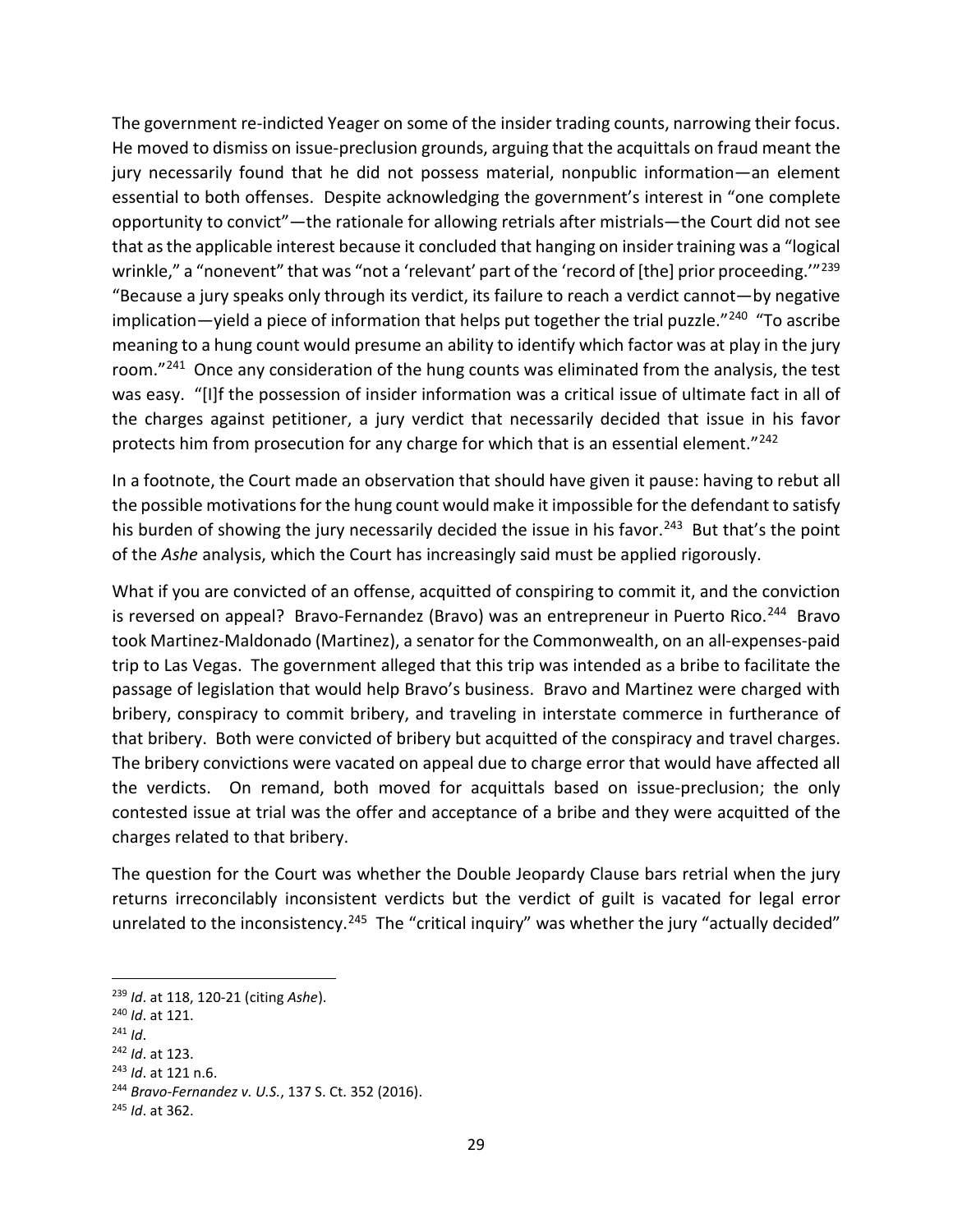The government re-indicted Yeager on some of the insider trading counts, narrowing their focus. He moved to dismiss on issue-preclusion grounds, arguing that the acquittals on fraud meant the jury necessarily found that he did not possess material, nonpublic information—an element essential to both offenses. Despite acknowledging the government's interest in "one complete opportunity to convict"—the rationale for allowing retrials after mistrials—the Court did not see that as the applicable interest because it concluded that hanging on insider training was a "logical wrinkle," a "nonevent" that was "not a 'relevant' part of the 'record of [the] prior proceeding.'"[239] "Because a jury speaks only through its verdict, its failure to reach a verdict cannot—by negative implication—yield a piece of information that helps put together the trial puzzle."[240] "To ascribe meaning to a hung count would presume an ability to identify which factor was at play in the jury room."[241] Once any consideration of the hung counts was eliminated from the analysis, the test was easy. "[I]f the possession of insider information was a critical issue of ultimate fact in all of the charges against petitioner, a jury verdict that necessarily decided that issue in his favor protects him from prosecution for any charge for which that is an essential element."[242]

In a footnote, the Court made an observation that should have given it pause: having to rebut all the possible motivations for the hung count would make it impossible for the defendant to satisfy his burden of showing the jury necessarily decided the issue in his favor.[243] But that's the point of the *Ashe* analysis, which the Court has increasingly said must be applied rigorously.

What if you are convicted of an offense, acquitted of conspiring to commit it, and the conviction is reversed on appeal? Bravo-Fernandez (Bravo) was an entrepreneur in Puerto Rico.[244] Bravo took Martinez-Maldonado (Martinez), a senator for the Commonwealth, on an all-expenses-paid trip to Las Vegas. The government alleged that this trip was intended as a bribe to facilitate the passage of legislation that would help Bravo's business. Bravo and Martinez were charged with bribery, conspiracy to commit bribery, and traveling in interstate commerce in furtherance of that bribery. Both were convicted of bribery but acquitted of the conspiracy and travel charges. The bribery convictions were vacated on appeal due to charge error that would have affected all the verdicts. On remand, both moved for acquittals based on issue-preclusion; the only contested issue at trial was the offer and acceptance of a bribe and they were acquitted of the charges related to that bribery.

The question for the Court was whether the Double Jeopardy Clause bars retrial when the jury returns irreconcilably inconsistent verdicts but the verdict of guilt is vacated for legal error unrelated to the inconsistency.[245] The "critical inquiry" was whether the jury "actually decided"

---

[239] *Id*. at 118, 120-21 (citing *Ashe*).

[240] *Id*. at 121.

[241] *Id*.

[242] *Id*. at 123.

[243] *Id*. at 121 n.6.

[244] *Bravo-Fernandez v. U.S.*, 137 S. Ct. 352 (2016).

[245] *Id*. at 362.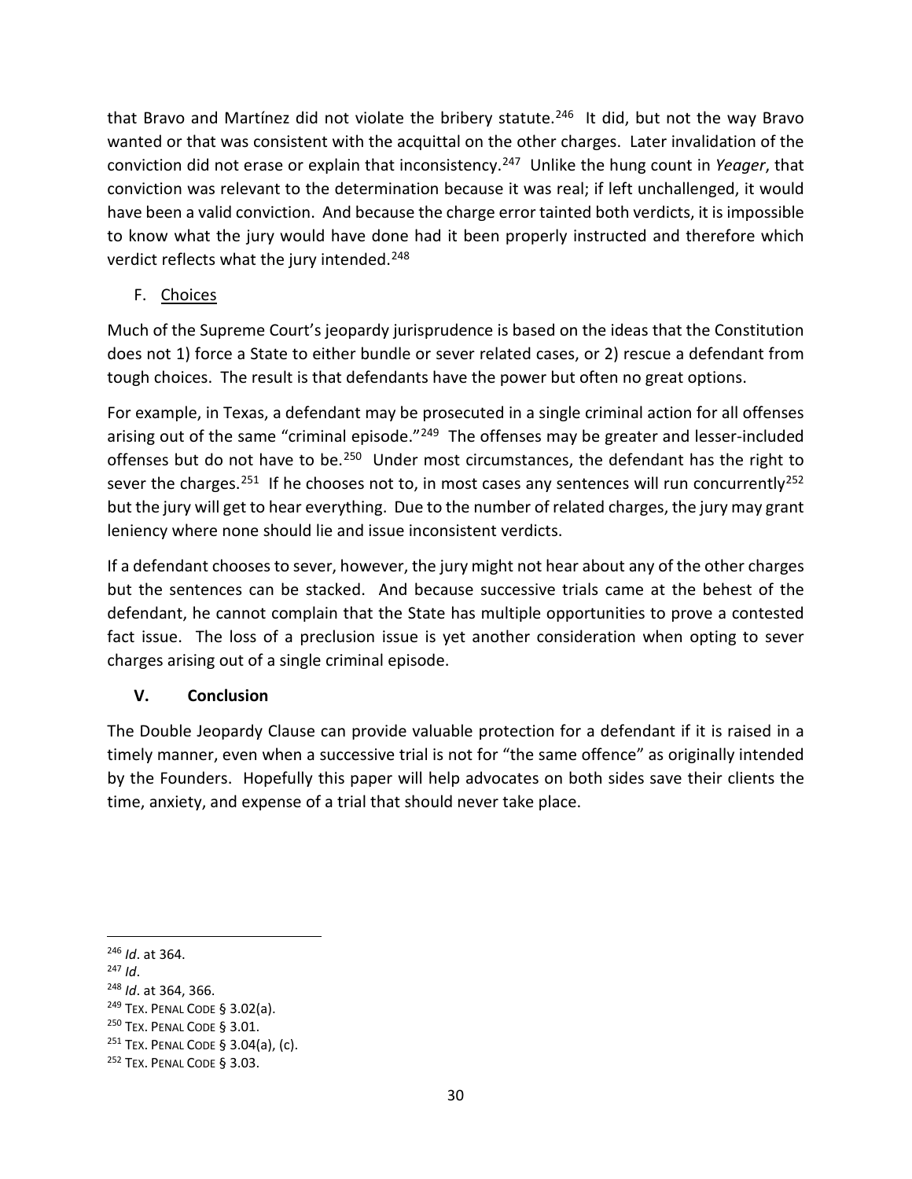that Bravo and Martínez did not violate the bribery statute.[246] It did, but not the way Bravo wanted or that was consistent with the acquittal on the other charges. Later invalidation of the conviction did not erase or explain that inconsistency.[247] Unlike the hung count in *Yeager*, that conviction was relevant to the determination because it was real; if left unchallenged, it would have been a valid conviction. And because the charge error tainted both verdicts, it is impossible to know what the jury would have done had it been properly instructed and therefore which verdict reflects what the jury intended.[248]

F. <u>Choices</u>

Much of the Supreme Court's jeopardy jurisprudence is based on the ideas that the Constitution does not 1) force a State to either bundle or sever related cases, or 2) rescue a defendant from tough choices. The result is that defendants have the power but often no great options.

For example, in Texas, a defendant may be prosecuted in a single criminal action for all offenses arising out of the same "criminal episode."[249] The offenses may be greater and lesser-included offenses but do not have to be.[250] Under most circumstances, the defendant has the right to sever the charges.[251] If he chooses not to, in most cases any sentences will run concurrently[252] but the jury will get to hear everything. Due to the number of related charges, the jury may grant leniency where none should lie and issue inconsistent verdicts.

If a defendant chooses to sever, however, the jury might not hear about any of the other charges but the sentences can be stacked. And because successive trials came at the behest of the defendant, he cannot complain that the State has multiple opportunities to prove a contested fact issue. The loss of a preclusion issue is yet another consideration when opting to sever charges arising out of a single criminal episode.

## V. Conclusion

The Double Jeopardy Clause can provide valuable protection for a defendant if it is raised in a timely manner, even when a successive trial is not for "the same offence" as originally intended by the Founders. Hopefully this paper will help advocates on both sides save their clients the time, anxiety, and expense of a trial that should never take place.

---

[246] *Id*. at 364.
[247] *Id*.
[248] *Id*. at 364, 366.
[249] TEX. PENAL CODE § 3.02(a).
[250] TEX. PENAL CODE § 3.01.
[251] TEX. PENAL CODE § 3.04(a), (c).
[252] TEX. PENAL CODE § 3.03.